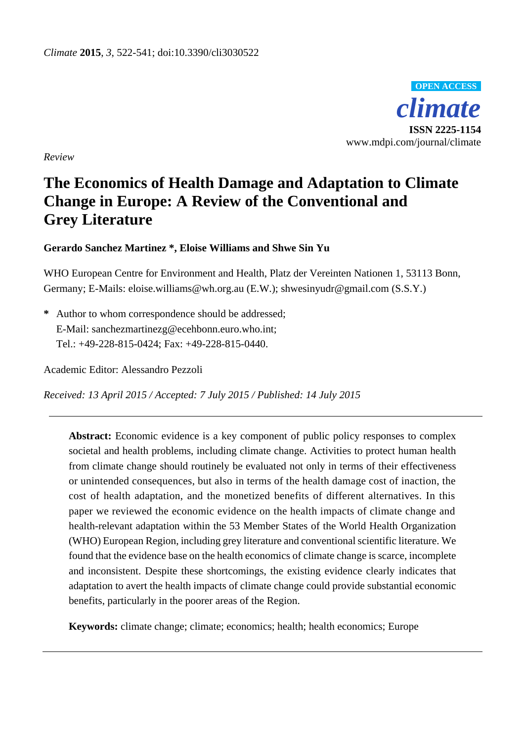*Climate* **2015**, *3*, 522-541; doi:10.3390/cli3030522

**OPEN ACCESS**

***climate***

**ISSN 2225-1154**

www.mdpi.com/journal/climate

*Review*

# The Economics of Health Damage and Adaptation to Climate Change in Europe: A Review of the Conventional and Grey Literature

**Gerardo Sanchez Martinez \*, Eloise Williams and Shwe Sin Yu**

WHO European Centre for Environment and Health, Platz der Vereinten Nationen 1, 53113 Bonn, Germany; E-Mails: eloise.williams@wh.org.au (E.W.); shwesinyudr@gmail.com (S.S.Y.)

**\*** Author to whom correspondence should be addressed;
E-Mail: sanchezmartinezg@ecehbonn.euro.who.int;
Tel.: +49-228-815-0424; Fax: +49-228-815-0440.

Academic Editor: Alessandro Pezzoli

*Received: 13 April 2015 / Accepted: 7 July 2015 / Published: 14 July 2015*

---

**Abstract:** Economic evidence is a key component of public policy responses to complex societal and health problems, including climate change. Activities to protect human health from climate change should routinely be evaluated not only in terms of their effectiveness or unintended consequences, but also in terms of the health damage cost of inaction, the cost of health adaptation, and the monetized benefits of different alternatives. In this paper we reviewed the economic evidence on the health impacts of climate change and health-relevant adaptation within the 53 Member States of the World Health Organization (WHO) European Region, including grey literature and conventional scientific literature. We found that the evidence base on the health economics of climate change is scarce, incomplete and inconsistent. Despite these shortcomings, the existing evidence clearly indicates that adaptation to avert the health impacts of climate change could provide substantial economic benefits, particularly in the poorer areas of the Region.

**Keywords:** climate change; climate; economics; health; health economics; Europe

---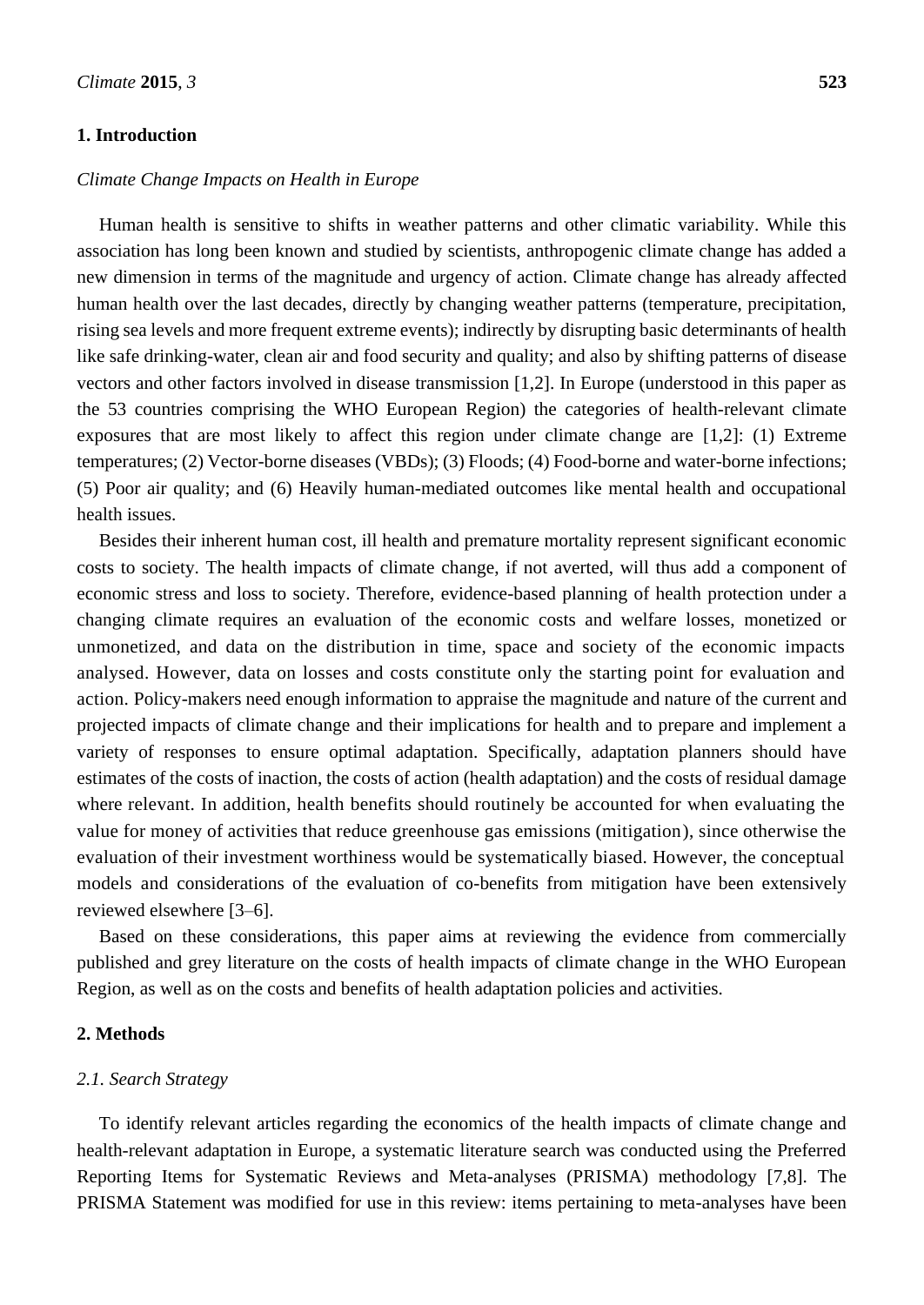## 1. Introduction

### *Climate Change Impacts on Health in Europe*

Human health is sensitive to shifts in weather patterns and other climatic variability. While this association has long been known and studied by scientists, anthropogenic climate change has added a new dimension in terms of the magnitude and urgency of action. Climate change has already affected human health over the last decades, directly by changing weather patterns (temperature, precipitation, rising sea levels and more frequent extreme events); indirectly by disrupting basic determinants of health like safe drinking-water, clean air and food security and quality; and also by shifting patterns of disease vectors and other factors involved in disease transmission [1,2]. In Europe (understood in this paper as the 53 countries comprising the WHO European Region) the categories of health-relevant climate exposures that are most likely to affect this region under climate change are [1,2]: (1) Extreme temperatures; (2) Vector-borne diseases (VBDs); (3) Floods; (4) Food-borne and water-borne infections; (5) Poor air quality; and (6) Heavily human-mediated outcomes like mental health and occupational health issues.

Besides their inherent human cost, ill health and premature mortality represent significant economic costs to society. The health impacts of climate change, if not averted, will thus add a component of economic stress and loss to society. Therefore, evidence-based planning of health protection under a changing climate requires an evaluation of the economic costs and welfare losses, monetized or unmonetized, and data on the distribution in time, space and society of the economic impacts analysed. However, data on losses and costs constitute only the starting point for evaluation and action. Policy-makers need enough information to appraise the magnitude and nature of the current and projected impacts of climate change and their implications for health and to prepare and implement a variety of responses to ensure optimal adaptation. Specifically, adaptation planners should have estimates of the costs of inaction, the costs of action (health adaptation) and the costs of residual damage where relevant. In addition, health benefits should routinely be accounted for when evaluating the value for money of activities that reduce greenhouse gas emissions (mitigation), since otherwise the evaluation of their investment worthiness would be systematically biased. However, the conceptual models and considerations of the evaluation of co-benefits from mitigation have been extensively reviewed elsewhere [3–6].

Based on these considerations, this paper aims at reviewing the evidence from commercially published and grey literature on the costs of health impacts of climate change in the WHO European Region, as well as on the costs and benefits of health adaptation policies and activities.

## 2. Methods

### *2.1. Search Strategy*

To identify relevant articles regarding the economics of the health impacts of climate change and health-relevant adaptation in Europe, a systematic literature search was conducted using the Preferred Reporting Items for Systematic Reviews and Meta-analyses (PRISMA) methodology [7,8]. The PRISMA Statement was modified for use in this review: items pertaining to meta-analyses have been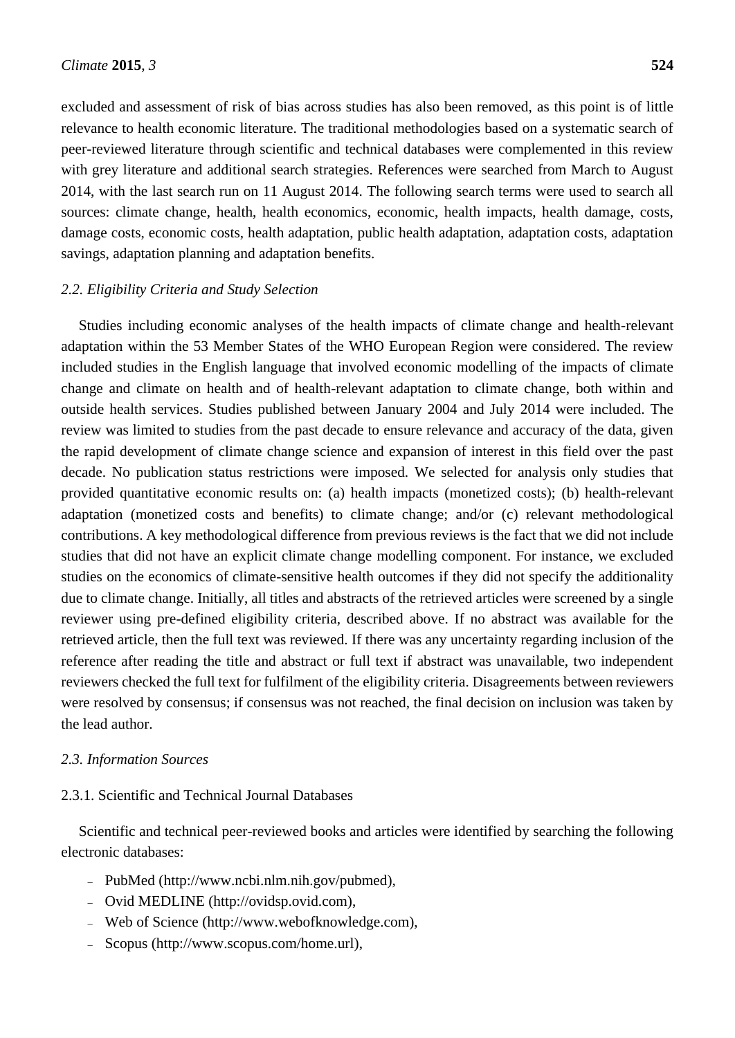excluded and assessment of risk of bias across studies has also been removed, as this point is of little relevance to health economic literature. The traditional methodologies based on a systematic search of peer-reviewed literature through scientific and technical databases were complemented in this review with grey literature and additional search strategies. References were searched from March to August 2014, with the last search run on 11 August 2014. The following search terms were used to search all sources: climate change, health, health economics, economic, health impacts, health damage, costs, damage costs, economic costs, health adaptation, public health adaptation, adaptation costs, adaptation savings, adaptation planning and adaptation benefits.

### *2.2. Eligibility Criteria and Study Selection*

Studies including economic analyses of the health impacts of climate change and health-relevant adaptation within the 53 Member States of the WHO European Region were considered. The review included studies in the English language that involved economic modelling of the impacts of climate change and climate on health and of health-relevant adaptation to climate change, both within and outside health services. Studies published between January 2004 and July 2014 were included. The review was limited to studies from the past decade to ensure relevance and accuracy of the data, given the rapid development of climate change science and expansion of interest in this field over the past decade. No publication status restrictions were imposed. We selected for analysis only studies that provided quantitative economic results on: (a) health impacts (monetized costs); (b) health-relevant adaptation (monetized costs and benefits) to climate change; and/or (c) relevant methodological contributions. A key methodological difference from previous reviews is the fact that we did not include studies that did not have an explicit climate change modelling component. For instance, we excluded studies on the economics of climate-sensitive health outcomes if they did not specify the additionality due to climate change. Initially, all titles and abstracts of the retrieved articles were screened by a single reviewer using pre-defined eligibility criteria, described above. If no abstract was available for the retrieved article, then the full text was reviewed. If there was any uncertainty regarding inclusion of the reference after reading the title and abstract or full text if abstract was unavailable, two independent reviewers checked the full text for fulfilment of the eligibility criteria. Disagreements between reviewers were resolved by consensus; if consensus was not reached, the final decision on inclusion was taken by the lead author.

### *2.3. Information Sources*

#### 2.3.1. Scientific and Technical Journal Databases

Scientific and technical peer-reviewed books and articles were identified by searching the following electronic databases:

- PubMed (http://www.ncbi.nlm.nih.gov/pubmed),
- Ovid MEDLINE (http://ovidsp.ovid.com),
- Web of Science (http://www.webofknowledge.com),
- Scopus (http://www.scopus.com/home.url),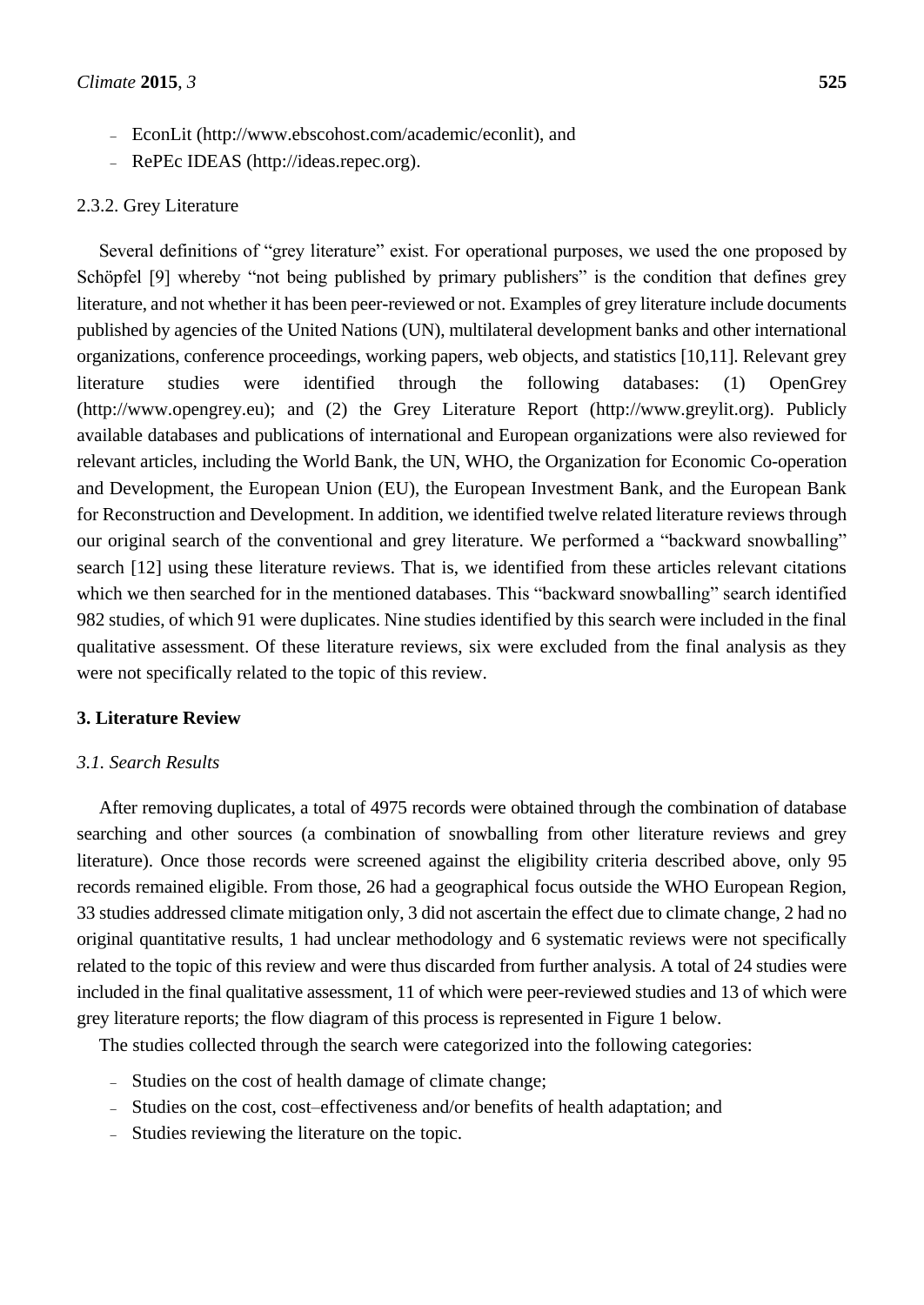- EconLit (http://www.ebscohost.com/academic/econlit), and
- RePEc IDEAS (http://ideas.repec.org).

### 2.3.2. Grey Literature

Several definitions of "grey literature" exist. For operational purposes, we used the one proposed by Schöpfel [9] whereby "not being published by primary publishers" is the condition that defines grey literature, and not whether it has been peer-reviewed or not. Examples of grey literature include documents published by agencies of the United Nations (UN), multilateral development banks and other international organizations, conference proceedings, working papers, web objects, and statistics [10,11]. Relevant grey literature studies were identified through the following databases: (1) OpenGrey (http://www.opengrey.eu); and (2) the Grey Literature Report (http://www.greylit.org). Publicly available databases and publications of international and European organizations were also reviewed for relevant articles, including the World Bank, the UN, WHO, the Organization for Economic Co-operation and Development, the European Union (EU), the European Investment Bank, and the European Bank for Reconstruction and Development. In addition, we identified twelve related literature reviews through our original search of the conventional and grey literature. We performed a "backward snowballing" search [12] using these literature reviews. That is, we identified from these articles relevant citations which we then searched for in the mentioned databases. This "backward snowballing" search identified 982 studies, of which 91 were duplicates. Nine studies identified by this search were included in the final qualitative assessment. Of these literature reviews, six were excluded from the final analysis as they were not specifically related to the topic of this review.

## 3. Literature Review

### *3.1. Search Results*

After removing duplicates, a total of 4975 records were obtained through the combination of database searching and other sources (a combination of snowballing from other literature reviews and grey literature). Once those records were screened against the eligibility criteria described above, only 95 records remained eligible. From those, 26 had a geographical focus outside the WHO European Region, 33 studies addressed climate mitigation only, 3 did not ascertain the effect due to climate change, 2 had no original quantitative results, 1 had unclear methodology and 6 systematic reviews were not specifically related to the topic of this review and were thus discarded from further analysis. A total of 24 studies were included in the final qualitative assessment, 11 of which were peer-reviewed studies and 13 of which were grey literature reports; the flow diagram of this process is represented in Figure 1 below.

The studies collected through the search were categorized into the following categories:

- Studies on the cost of health damage of climate change;
- Studies on the cost, cost–effectiveness and/or benefits of health adaptation; and
- Studies reviewing the literature on the topic.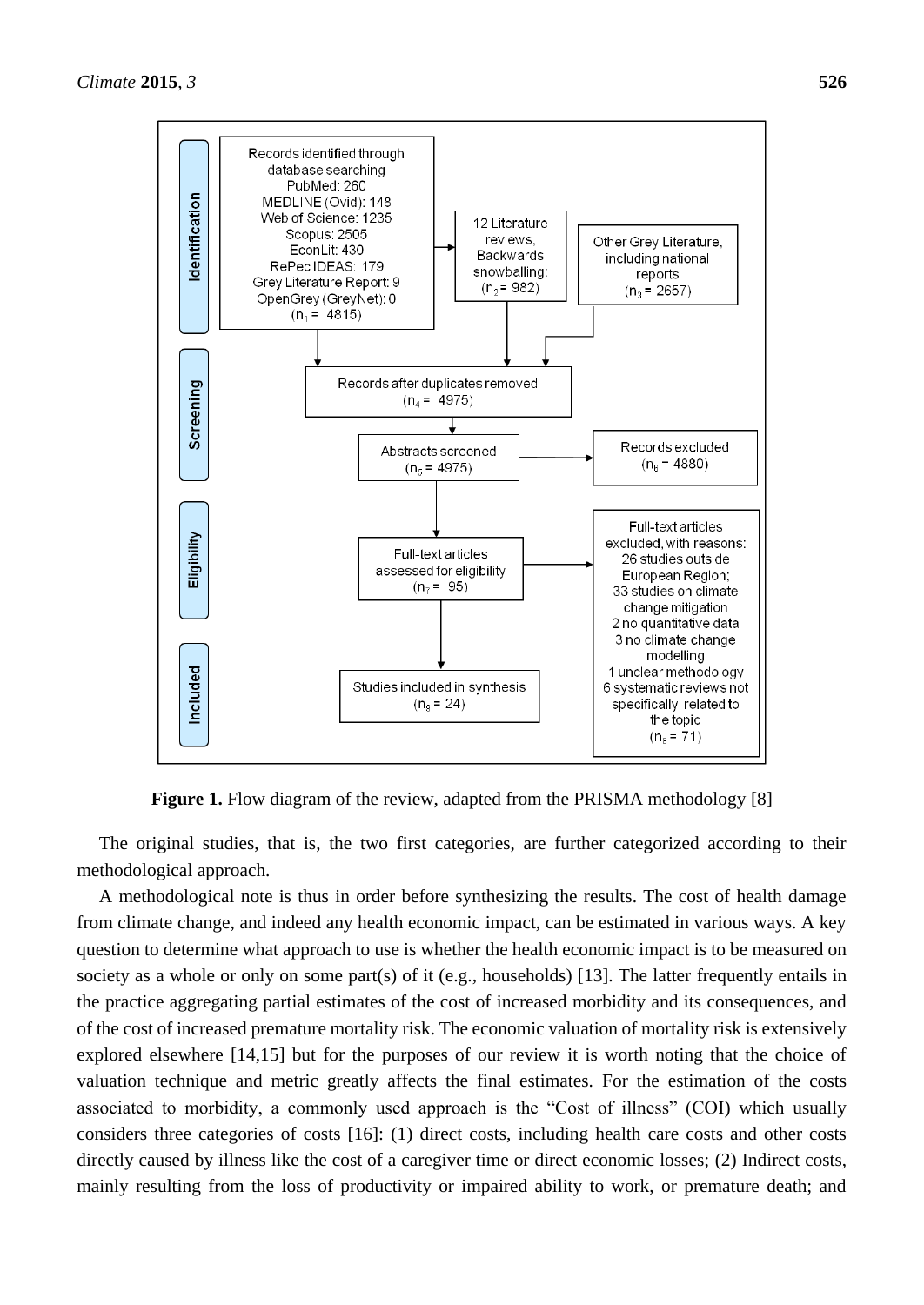Records identified through database searching
PubMed: 260
MEDLINE (Ovid): 148
Web of Science: 1235
Scopus: 2505
EconLit: 430
RePec IDEAS: 179
Grey Literature Report: 9
OpenGrey (GreyNet): 0
($n_1$ = 4815)

12 Literature reviews, Backwards snowballing: ($n_2$ = 982)

Other Grey Literature, including national reports ($n_3$ = 2657)

Records after duplicates removed ($n_4$ = 4975)

Abstracts screened ($n_5$ = 4975)

Records excluded ($n_6$ = 4880)

Full-text articles assessed for eligibility ($n_7$ = 95)

Full-text articles excluded, with reasons:
26 studies outside European Region;
33 studies on climate change mitigation
2 no quantitative data
3 no climate change modelling
1 unclear methodology
6 systematic reviews not specifically related to the topic
($n_8$ = 71)

Studies included in synthesis ($n_8$ = 24)

Identification | Screening | Eligibility | Included

**Figure 1.** Flow diagram of the review, adapted from the PRISMA methodology [8]

The original studies, that is, the two first categories, are further categorized according to their methodological approach.

A methodological note is thus in order before synthesizing the results. The cost of health damage from climate change, and indeed any health economic impact, can be estimated in various ways. A key question to determine what approach to use is whether the health economic impact is to be measured on society as a whole or only on some part(s) of it (e.g., households) [13]. The latter frequently entails in the practice aggregating partial estimates of the cost of increased morbidity and its consequences, and of the cost of increased premature mortality risk. The economic valuation of mortality risk is extensively explored elsewhere [14,15] but for the purposes of our review it is worth noting that the choice of valuation technique and metric greatly affects the final estimates. For the estimation of the costs associated to morbidity, a commonly used approach is the "Cost of illness" (COI) which usually considers three categories of costs [16]: (1) direct costs, including health care costs and other costs directly caused by illness like the cost of a caregiver time or direct economic losses; (2) Indirect costs, mainly resulting from the loss of productivity or impaired ability to work, or premature death; and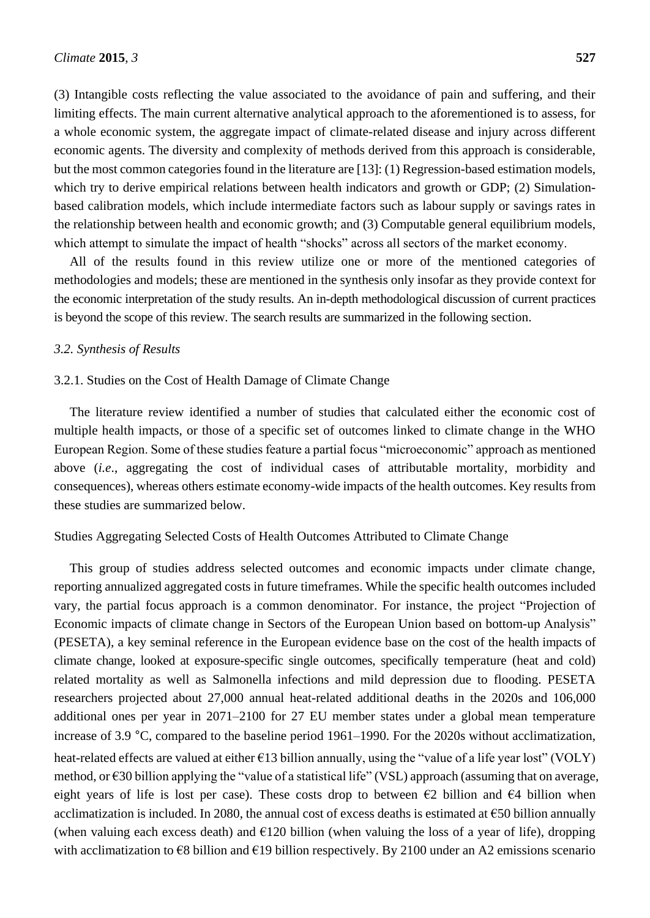(3) Intangible costs reflecting the value associated to the avoidance of pain and suffering, and their limiting effects. The main current alternative analytical approach to the aforementioned is to assess, for a whole economic system, the aggregate impact of climate-related disease and injury across different economic agents. The diversity and complexity of methods derived from this approach is considerable, but the most common categories found in the literature are [13]: (1) Regression-based estimation models, which try to derive empirical relations between health indicators and growth or GDP; (2) Simulation-based calibration models, which include intermediate factors such as labour supply or savings rates in the relationship between health and economic growth; and (3) Computable general equilibrium models, which attempt to simulate the impact of health "shocks" across all sectors of the market economy.

All of the results found in this review utilize one or more of the mentioned categories of methodologies and models; these are mentioned in the synthesis only insofar as they provide context for the economic interpretation of the study results. An in-depth methodological discussion of current practices is beyond the scope of this review. The search results are summarized in the following section.

### *3.2. Synthesis of Results*

#### 3.2.1. Studies on the Cost of Health Damage of Climate Change

The literature review identified a number of studies that calculated either the economic cost of multiple health impacts, or those of a specific set of outcomes linked to climate change in the WHO European Region. Some of these studies feature a partial focus "microeconomic" approach as mentioned above (*i.e.*, aggregating the cost of individual cases of attributable mortality, morbidity and consequences), whereas others estimate economy-wide impacts of the health outcomes. Key results from these studies are summarized below.

##### Studies Aggregating Selected Costs of Health Outcomes Attributed to Climate Change

This group of studies address selected outcomes and economic impacts under climate change, reporting annualized aggregated costs in future timeframes. While the specific health outcomes included vary, the partial focus approach is a common denominator. For instance, the project "Projection of Economic impacts of climate change in Sectors of the European Union based on bottom-up Analysis" (PESETA), a key seminal reference in the European evidence base on the cost of the health impacts of climate change, looked at exposure-specific single outcomes, specifically temperature (heat and cold) related mortality as well as Salmonella infections and mild depression due to flooding. PESETA researchers projected about 27,000 annual heat-related additional deaths in the 2020s and 106,000 additional ones per year in 2071–2100 for 27 EU member states under a global mean temperature increase of 3.9 °C, compared to the baseline period 1961–1990. For the 2020s without acclimatization, heat-related effects are valued at either €13 billion annually, using the "value of a life year lost" (VOLY) method, or €30 billion applying the "value of a statistical life" (VSL) approach (assuming that on average, eight years of life is lost per case). These costs drop to between €2 billion and €4 billion when acclimatization is included. In 2080, the annual cost of excess deaths is estimated at €50 billion annually (when valuing each excess death) and €120 billion (when valuing the loss of a year of life), dropping with acclimatization to €8 billion and €19 billion respectively. By 2100 under an A2 emissions scenario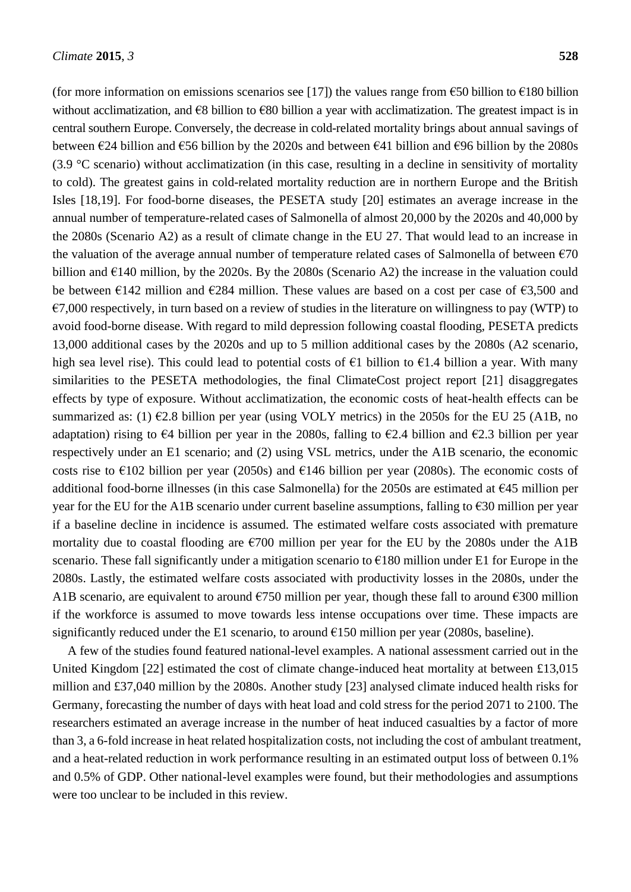(for more information on emissions scenarios see [17]) the values range from €50 billion to €180 billion without acclimatization, and €8 billion to €80 billion a year with acclimatization. The greatest impact is in central southern Europe. Conversely, the decrease in cold-related mortality brings about annual savings of between €24 billion and €56 billion by the 2020s and between €41 billion and €96 billion by the 2080s (3.9 °C scenario) without acclimatization (in this case, resulting in a decline in sensitivity of mortality to cold). The greatest gains in cold-related mortality reduction are in northern Europe and the British Isles [18,19]. For food-borne diseases, the PESETA study [20] estimates an average increase in the annual number of temperature-related cases of Salmonella of almost 20,000 by the 2020s and 40,000 by the 2080s (Scenario A2) as a result of climate change in the EU 27. That would lead to an increase in the valuation of the average annual number of temperature related cases of Salmonella of between €70 billion and €140 million, by the 2020s. By the 2080s (Scenario A2) the increase in the valuation could be between €142 million and €284 million. These values are based on a cost per case of €3,500 and €7,000 respectively, in turn based on a review of studies in the literature on willingness to pay (WTP) to avoid food-borne disease. With regard to mild depression following coastal flooding, PESETA predicts 13,000 additional cases by the 2020s and up to 5 million additional cases by the 2080s (A2 scenario, high sea level rise). This could lead to potential costs of €1 billion to €1.4 billion a year. With many similarities to the PESETA methodologies, the final ClimateCost project report [21] disaggregates effects by type of exposure. Without acclimatization, the economic costs of heat-health effects can be summarized as: (1) €2.8 billion per year (using VOLY metrics) in the 2050s for the EU 25 (A1B, no adaptation) rising to €4 billion per year in the 2080s, falling to €2.4 billion and €2.3 billion per year respectively under an E1 scenario; and (2) using VSL metrics, under the A1B scenario, the economic costs rise to €102 billion per year (2050s) and €146 billion per year (2080s). The economic costs of additional food-borne illnesses (in this case Salmonella) for the 2050s are estimated at €45 million per year for the EU for the A1B scenario under current baseline assumptions, falling to €30 million per year if a baseline decline in incidence is assumed. The estimated welfare costs associated with premature mortality due to coastal flooding are €700 million per year for the EU by the 2080s under the A1B scenario. These fall significantly under a mitigation scenario to €180 million under E1 for Europe in the 2080s. Lastly, the estimated welfare costs associated with productivity losses in the 2080s, under the A1B scenario, are equivalent to around €750 million per year, though these fall to around €300 million if the workforce is assumed to move towards less intense occupations over time. These impacts are significantly reduced under the E1 scenario, to around €150 million per year (2080s, baseline).

A few of the studies found featured national-level examples. A national assessment carried out in the United Kingdom [22] estimated the cost of climate change-induced heat mortality at between £13,015 million and £37,040 million by the 2080s. Another study [23] analysed climate induced health risks for Germany, forecasting the number of days with heat load and cold stress for the period 2071 to 2100. The researchers estimated an average increase in the number of heat induced casualties by a factor of more than 3, a 6-fold increase in heat related hospitalization costs, not including the cost of ambulant treatment, and a heat-related reduction in work performance resulting in an estimated output loss of between 0.1% and 0.5% of GDP. Other national-level examples were found, but their methodologies and assumptions were too unclear to be included in this review.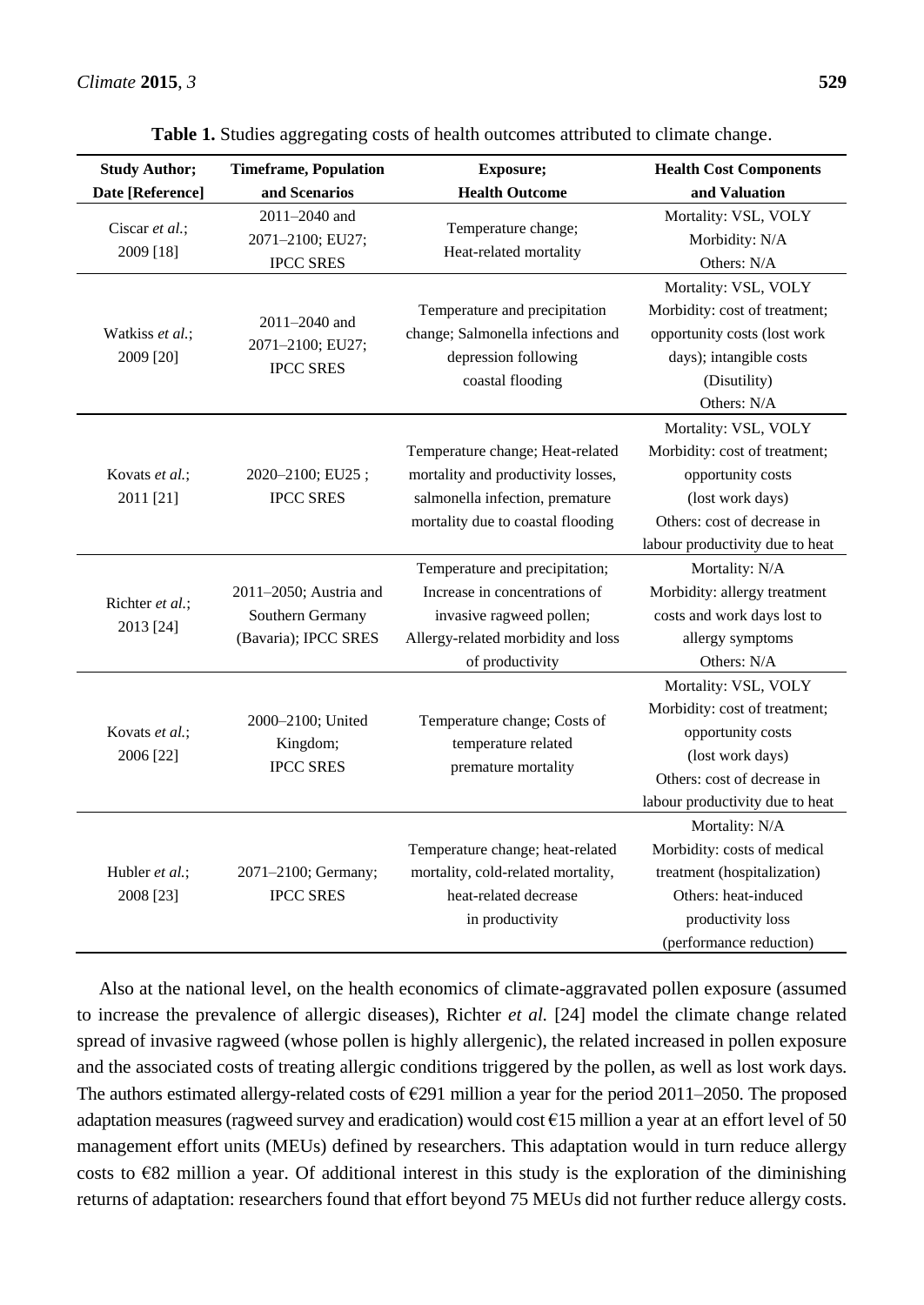**Table 1.** Studies aggregating costs of health outcomes attributed to climate change.

| Study Author; Date [Reference] | Timeframe, Population and Scenarios | Exposure; Health Outcome | Health Cost Components and Valuation |
|---|---|---|---|
| Ciscar *et al.*; 2009 [18] | 2011–2040 and 2071–2100; EU27; IPCC SRES | Temperature change; Heat-related mortality | Mortality: VSL, VOLY<br>Morbidity: N/A<br>Others: N/A |
| Watkiss *et al.*; 2009 [20] | 2011–2040 and 2071–2100; EU27; IPCC SRES | Temperature and precipitation change; Salmonella infections and depression following coastal flooding | Mortality: VSL, VOLY<br>Morbidity: cost of treatment; opportunity costs (lost work days); intangible costs (Disutility)<br>Others: N/A |
| Kovats *et al.*; 2011 [21] | 2020–2100; EU25 ; IPCC SRES | Temperature change; Heat-related mortality and productivity losses, salmonella infection, premature mortality due to coastal flooding | Mortality: VSL, VOLY<br>Morbidity: cost of treatment; opportunity costs (lost work days)<br>Others: cost of decrease in labour productivity due to heat |
| Richter *et al.*; 2013 [24] | 2011–2050; Austria and Southern Germany (Bavaria); IPCC SRES | Temperature and precipitation; Increase in concentrations of invasive ragweed pollen; Allergy-related morbidity and loss of productivity | Mortality: N/A<br>Morbidity: allergy treatment costs and work days lost to allergy symptoms<br>Others: N/A |
| Kovats *et al.*; 2006 [22] | 2000–2100; United Kingdom; IPCC SRES | Temperature change; Costs of temperature related premature mortality | Mortality: VSL, VOLY<br>Morbidity: cost of treatment; opportunity costs (lost work days)<br>Others: cost of decrease in labour productivity due to heat |
| Hubler *et al.*; 2008 [23] | 2071–2100; Germany; IPCC SRES | Temperature change; heat-related mortality, cold-related mortality, heat-related decrease in productivity | Mortality: N/A<br>Morbidity: costs of medical treatment (hospitalization)<br>Others: heat-induced productivity loss (performance reduction) |

Also at the national level, on the health economics of climate-aggravated pollen exposure (assumed to increase the prevalence of allergic diseases), Richter *et al.* [24] model the climate change related spread of invasive ragweed (whose pollen is highly allergenic), the related increased in pollen exposure and the associated costs of treating allergic conditions triggered by the pollen, as well as lost work days. The authors estimated allergy-related costs of €291 million a year for the period 2011–2050. The proposed adaptation measures (ragweed survey and eradication) would cost €15 million a year at an effort level of 50 management effort units (MEUs) defined by researchers. This adaptation would in turn reduce allergy costs to €82 million a year. Of additional interest in this study is the exploration of the diminishing returns of adaptation: researchers found that effort beyond 75 MEUs did not further reduce allergy costs.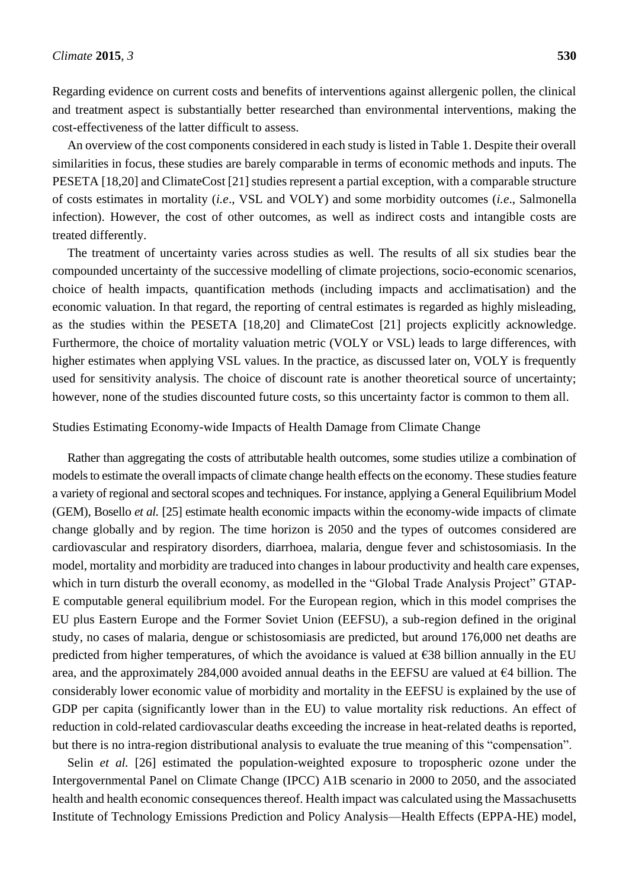Regarding evidence on current costs and benefits of interventions against allergenic pollen, the clinical and treatment aspect is substantially better researched than environmental interventions, making the cost-effectiveness of the latter difficult to assess.

An overview of the cost components considered in each study is listed in Table 1. Despite their overall similarities in focus, these studies are barely comparable in terms of economic methods and inputs. The PESETA [18,20] and ClimateCost [21] studies represent a partial exception, with a comparable structure of costs estimates in mortality (*i.e*., VSL and VOLY) and some morbidity outcomes (*i.e*., Salmonella infection). However, the cost of other outcomes, as well as indirect costs and intangible costs are treated differently.

The treatment of uncertainty varies across studies as well. The results of all six studies bear the compounded uncertainty of the successive modelling of climate projections, socio-economic scenarios, choice of health impacts, quantification methods (including impacts and acclimatisation) and the economic valuation. In that regard, the reporting of central estimates is regarded as highly misleading, as the studies within the PESETA [18,20] and ClimateCost [21] projects explicitly acknowledge. Furthermore, the choice of mortality valuation metric (VOLY or VSL) leads to large differences, with higher estimates when applying VSL values. In the practice, as discussed later on, VOLY is frequently used for sensitivity analysis. The choice of discount rate is another theoretical source of uncertainty; however, none of the studies discounted future costs, so this uncertainty factor is common to them all.

Studies Estimating Economy-wide Impacts of Health Damage from Climate Change

Rather than aggregating the costs of attributable health outcomes, some studies utilize a combination of models to estimate the overall impacts of climate change health effects on the economy. These studies feature a variety of regional and sectoral scopes and techniques. For instance, applying a General Equilibrium Model (GEM), Bosello *et al.* [25] estimate health economic impacts within the economy-wide impacts of climate change globally and by region. The time horizon is 2050 and the types of outcomes considered are cardiovascular and respiratory disorders, diarrhoea, malaria, dengue fever and schistosomiasis. In the model, mortality and morbidity are traduced into changes in labour productivity and health care expenses, which in turn disturb the overall economy, as modelled in the "Global Trade Analysis Project" GTAP-E computable general equilibrium model. For the European region, which in this model comprises the EU plus Eastern Europe and the Former Soviet Union (EEFSU), a sub-region defined in the original study, no cases of malaria, dengue or schistosomiasis are predicted, but around 176,000 net deaths are predicted from higher temperatures, of which the avoidance is valued at €38 billion annually in the EU area, and the approximately 284,000 avoided annual deaths in the EEFSU are valued at €4 billion. The considerably lower economic value of morbidity and mortality in the EEFSU is explained by the use of GDP per capita (significantly lower than in the EU) to value mortality risk reductions. An effect of reduction in cold-related cardiovascular deaths exceeding the increase in heat-related deaths is reported, but there is no intra-region distributional analysis to evaluate the true meaning of this "compensation".

Selin *et al.* [26] estimated the population-weighted exposure to tropospheric ozone under the Intergovernmental Panel on Climate Change (IPCC) A1B scenario in 2000 to 2050, and the associated health and health economic consequences thereof. Health impact was calculated using the Massachusetts Institute of Technology Emissions Prediction and Policy Analysis—Health Effects (EPPA-HE) model,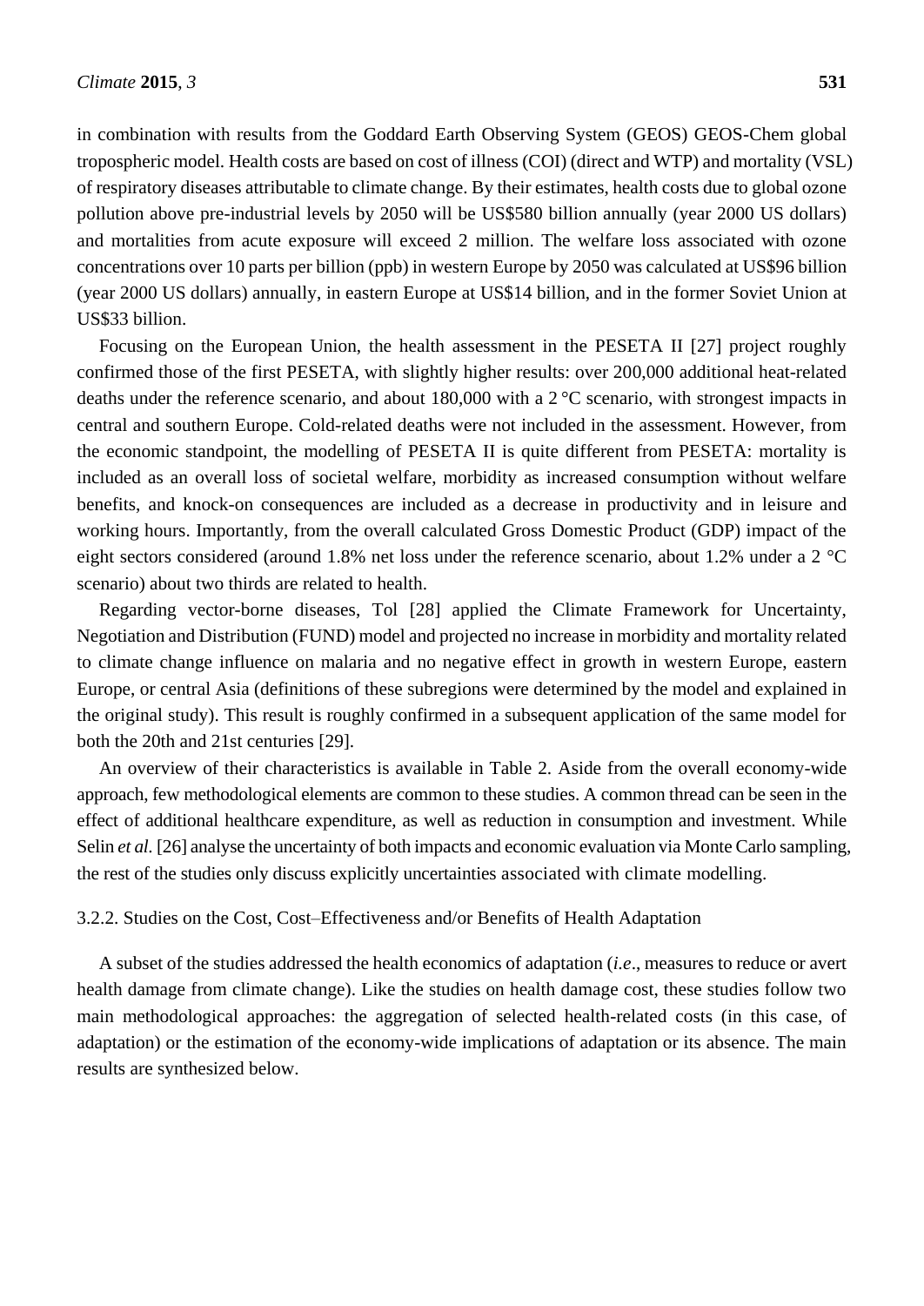in combination with results from the Goddard Earth Observing System (GEOS) GEOS-Chem global tropospheric model. Health costs are based on cost of illness (COI) (direct and WTP) and mortality (VSL) of respiratory diseases attributable to climate change. By their estimates, health costs due to global ozone pollution above pre-industrial levels by 2050 will be US$580 billion annually (year 2000 US dollars) and mortalities from acute exposure will exceed 2 million. The welfare loss associated with ozone concentrations over 10 parts per billion (ppb) in western Europe by 2050 was calculated at US$96 billion (year 2000 US dollars) annually, in eastern Europe at US$14 billion, and in the former Soviet Union at US$33 billion.

Focusing on the European Union, the health assessment in the PESETA II [27] project roughly confirmed those of the first PESETA, with slightly higher results: over 200,000 additional heat-related deaths under the reference scenario, and about 180,000 with a 2 °C scenario, with strongest impacts in central and southern Europe. Cold-related deaths were not included in the assessment. However, from the economic standpoint, the modelling of PESETA II is quite different from PESETA: mortality is included as an overall loss of societal welfare, morbidity as increased consumption without welfare benefits, and knock-on consequences are included as a decrease in productivity and in leisure and working hours. Importantly, from the overall calculated Gross Domestic Product (GDP) impact of the eight sectors considered (around 1.8% net loss under the reference scenario, about 1.2% under a 2 °C scenario) about two thirds are related to health.

Regarding vector-borne diseases, Tol [28] applied the Climate Framework for Uncertainty, Negotiation and Distribution (FUND) model and projected no increase in morbidity and mortality related to climate change influence on malaria and no negative effect in growth in western Europe, eastern Europe, or central Asia (definitions of these subregions were determined by the model and explained in the original study). This result is roughly confirmed in a subsequent application of the same model for both the 20th and 21st centuries [29].

An overview of their characteristics is available in Table 2. Aside from the overall economy-wide approach, few methodological elements are common to these studies. A common thread can be seen in the effect of additional healthcare expenditure, as well as reduction in consumption and investment. While Selin *et al.* [26] analyse the uncertainty of both impacts and economic evaluation via Monte Carlo sampling, the rest of the studies only discuss explicitly uncertainties associated with climate modelling.

#### 3.2.2. Studies on the Cost, Cost–Effectiveness and/or Benefits of Health Adaptation

A subset of the studies addressed the health economics of adaptation (*i.e.*, measures to reduce or avert health damage from climate change). Like the studies on health damage cost, these studies follow two main methodological approaches: the aggregation of selected health-related costs (in this case, of adaptation) or the estimation of the economy-wide implications of adaptation or its absence. The main results are synthesized below.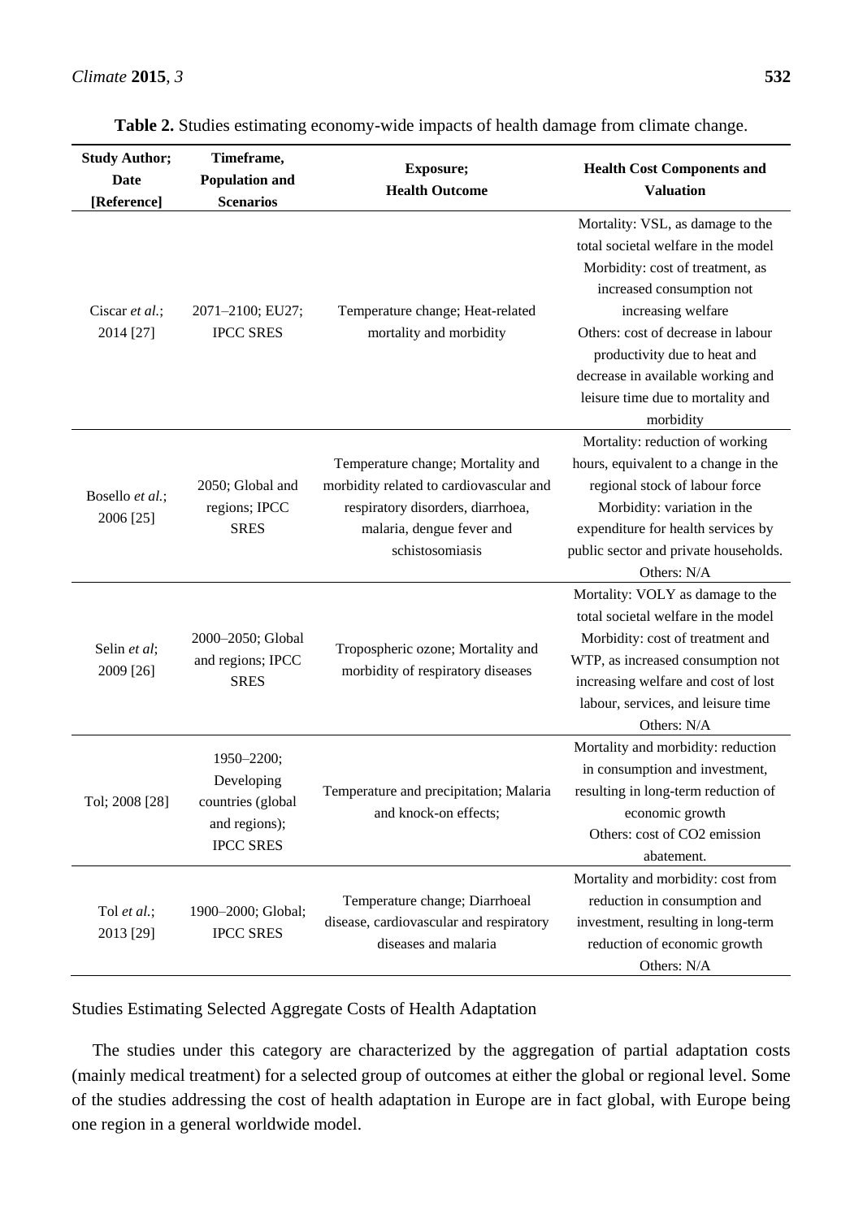**Table 2.** Studies estimating economy-wide impacts of health damage from climate change.

| Study Author; Date [Reference] | Timeframe, Population and Scenarios | Exposure; Health Outcome | Health Cost Components and Valuation |
|---|---|---|---|
| Ciscar *et al.*; 2014 [27] | 2071–2100; EU27; IPCC SRES | Temperature change; Heat-related mortality and morbidity | Mortality: VSL, as damage to the total societal welfare in the model Morbidity: cost of treatment, as increased consumption not increasing welfare Others: cost of decrease in labour productivity due to heat and decrease in available working and leisure time due to mortality and morbidity |
| Bosello *et al.*; 2006 [25] | 2050; Global and regions; IPCC SRES | Temperature change; Mortality and morbidity related to cardiovascular and respiratory disorders, diarrhoea, malaria, dengue fever and schistosomiasis | Mortality: reduction of working hours, equivalent to a change in the regional stock of labour force Morbidity: variation in the expenditure for health services by public sector and private households. Others: N/A |
| Selin *et al*; 2009 [26] | 2000–2050; Global and regions; IPCC SRES | Tropospheric ozone; Mortality and morbidity of respiratory diseases | Mortality: VOLY as damage to the total societal welfare in the model Morbidity: cost of treatment and WTP, as increased consumption not increasing welfare and cost of lost labour, services, and leisure time Others: N/A |
| Tol; 2008 [28] | 1950–2200; Developing countries (global and regions); IPCC SRES | Temperature and precipitation; Malaria and knock-on effects; | Mortality and morbidity: reduction in consumption and investment, resulting in long-term reduction of economic growth Others: cost of CO2 emission abatement. |
| Tol *et al.*; 2013 [29] | 1900–2000; Global; IPCC SRES | Temperature change; Diarrhoeal disease, cardiovascular and respiratory diseases and malaria | Mortality and morbidity: cost from reduction in consumption and investment, resulting in long-term reduction of economic growth Others: N/A |

Studies Estimating Selected Aggregate Costs of Health Adaptation

The studies under this category are characterized by the aggregation of partial adaptation costs (mainly medical treatment) for a selected group of outcomes at either the global or regional level. Some of the studies addressing the cost of health adaptation in Europe are in fact global, with Europe being one region in a general worldwide model.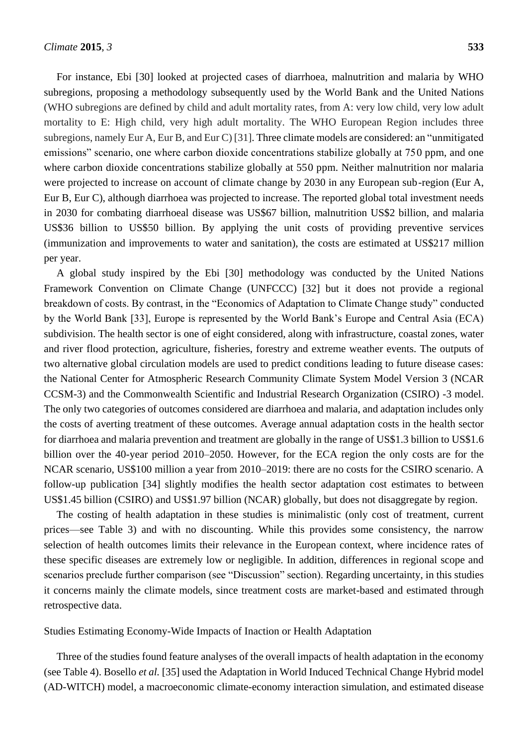For instance, Ebi [30] looked at projected cases of diarrhoea, malnutrition and malaria by WHO subregions, proposing a methodology subsequently used by the World Bank and the United Nations (WHO subregions are defined by child and adult mortality rates, from A: very low child, very low adult mortality to E: High child, very high adult mortality. The WHO European Region includes three subregions, namely Eur A, Eur B, and Eur C) [31]. Three climate models are considered: an "unmitigated emissions" scenario, one where carbon dioxide concentrations stabilize globally at 750 ppm, and one where carbon dioxide concentrations stabilize globally at 550 ppm. Neither malnutrition nor malaria were projected to increase on account of climate change by 2030 in any European sub-region (Eur A, Eur B, Eur C), although diarrhoea was projected to increase. The reported global total investment needs in 2030 for combating diarrhoeal disease was US$67 billion, malnutrition US$2 billion, and malaria US$36 billion to US$50 billion. By applying the unit costs of providing preventive services (immunization and improvements to water and sanitation), the costs are estimated at US$217 million per year.

A global study inspired by the Ebi [30] methodology was conducted by the United Nations Framework Convention on Climate Change (UNFCCC) [32] but it does not provide a regional breakdown of costs. By contrast, in the "Economics of Adaptation to Climate Change study" conducted by the World Bank [33], Europe is represented by the World Bank's Europe and Central Asia (ECA) subdivision. The health sector is one of eight considered, along with infrastructure, coastal zones, water and river flood protection, agriculture, fisheries, forestry and extreme weather events. The outputs of two alternative global circulation models are used to predict conditions leading to future disease cases: the National Center for Atmospheric Research Community Climate System Model Version 3 (NCAR CCSM-3) and the Commonwealth Scientific and Industrial Research Organization (CSIRO) -3 model. The only two categories of outcomes considered are diarrhoea and malaria, and adaptation includes only the costs of averting treatment of these outcomes. Average annual adaptation costs in the health sector for diarrhoea and malaria prevention and treatment are globally in the range of US$1.3 billion to US$1.6 billion over the 40-year period 2010–2050. However, for the ECA region the only costs are for the NCAR scenario, US$100 million a year from 2010–2019: there are no costs for the CSIRO scenario. A follow-up publication [34] slightly modifies the health sector adaptation cost estimates to between US$1.45 billion (CSIRO) and US$1.97 billion (NCAR) globally, but does not disaggregate by region.

The costing of health adaptation in these studies is minimalistic (only cost of treatment, current prices—see Table 3) and with no discounting. While this provides some consistency, the narrow selection of health outcomes limits their relevance in the European context, where incidence rates of these specific diseases are extremely low or negligible. In addition, differences in regional scope and scenarios preclude further comparison (see "Discussion" section). Regarding uncertainty, in this studies it concerns mainly the climate models, since treatment costs are market-based and estimated through retrospective data.

Studies Estimating Economy-Wide Impacts of Inaction or Health Adaptation

Three of the studies found feature analyses of the overall impacts of health adaptation in the economy (see Table 4). Bosello *et al.* [35] used the Adaptation in World Induced Technical Change Hybrid model (AD-WITCH) model, a macroeconomic climate-economy interaction simulation, and estimated disease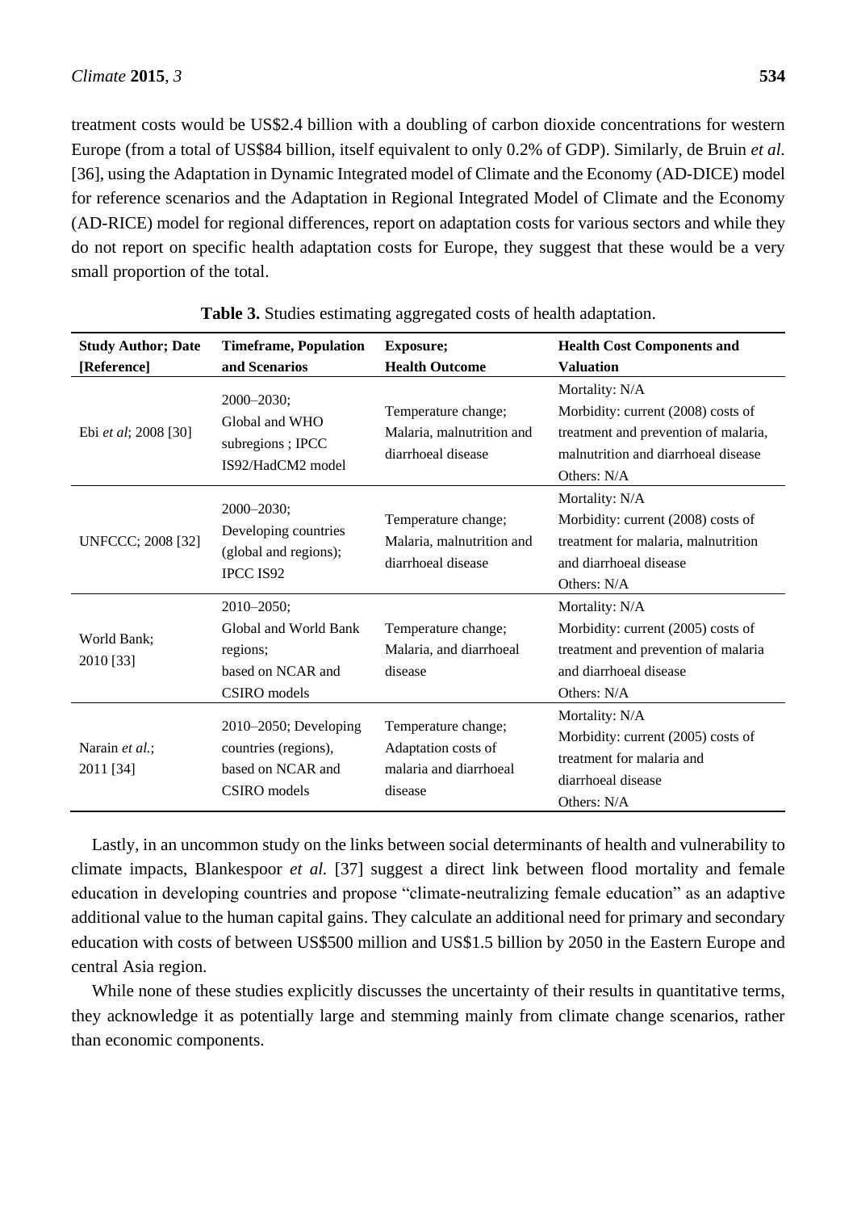treatment costs would be US$2.4 billion with a doubling of carbon dioxide concentrations for western Europe (from a total of US$84 billion, itself equivalent to only 0.2% of GDP). Similarly, de Bruin *et al.* [36], using the Adaptation in Dynamic Integrated model of Climate and the Economy (AD-DICE) model for reference scenarios and the Adaptation in Regional Integrated Model of Climate and the Economy (AD-RICE) model for regional differences, report on adaptation costs for various sectors and while they do not report on specific health adaptation costs for Europe, they suggest that these would be a very small proportion of the total.

**Table 3.** Studies estimating aggregated costs of health adaptation.

| Study Author; Date [Reference] | Timeframe, Population and Scenarios | Exposure; Health Outcome | Health Cost Components and Valuation |
|---|---|---|---|
| Ebi *et al*; 2008 [30] | 2000–2030; Global and WHO subregions ; IPCC IS92/HadCM2 model | Temperature change; Malaria, malnutrition and diarrhoeal disease | Mortality: N/A<br>Morbidity: current (2008) costs of treatment and prevention of malaria, malnutrition and diarrhoeal disease<br>Others: N/A |
| UNFCCC; 2008 [32] | 2000–2030; Developing countries (global and regions); IPCC IS92 | Temperature change; Malaria, malnutrition and diarrhoeal disease | Mortality: N/A<br>Morbidity: current (2008) costs of treatment for malaria, malnutrition and diarrhoeal disease<br>Others: N/A |
| World Bank; 2010 [33] | 2010–2050; Global and World Bank regions; based on NCAR and CSIRO models | Temperature change; Malaria, and diarrhoeal disease | Mortality: N/A<br>Morbidity: current (2005) costs of treatment and prevention of malaria and diarrhoeal disease<br>Others: N/A |
| Narain *et al.*; 2011 [34] | 2010–2050; Developing countries (regions), based on NCAR and CSIRO models | Temperature change; Adaptation costs of malaria and diarrhoeal disease | Mortality: N/A<br>Morbidity: current (2005) costs of treatment for malaria and diarrhoeal disease<br>Others: N/A |

Lastly, in an uncommon study on the links between social determinants of health and vulnerability to climate impacts, Blankespoor *et al.* [37] suggest a direct link between flood mortality and female education in developing countries and propose "climate-neutralizing female education" as an adaptive additional value to the human capital gains. They calculate an additional need for primary and secondary education with costs of between US$500 million and US$1.5 billion by 2050 in the Eastern Europe and central Asia region.

While none of these studies explicitly discusses the uncertainty of their results in quantitative terms, they acknowledge it as potentially large and stemming mainly from climate change scenarios, rather than economic components.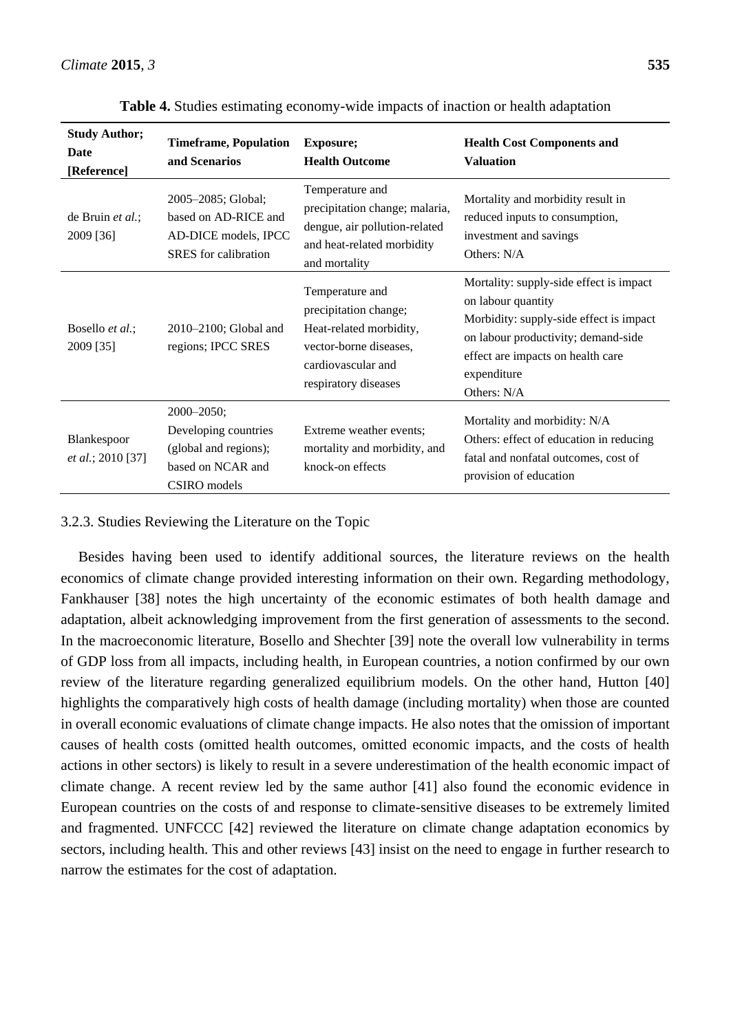**Table 4.** Studies estimating economy-wide impacts of inaction or health adaptation

| **Study Author; Date [Reference]** | **Timeframe, Population and Scenarios** | **Exposure; Health Outcome** | **Health Cost Components and Valuation** |
|---|---|---|---|
| de Bruin *et al.*; 2009 [36] | 2005–2085; Global; based on AD-RICE and AD-DICE models, IPCC SRES for calibration | Temperature and precipitation change; malaria, dengue, air pollution-related and heat-related morbidity and mortality | Mortality and morbidity result in reduced inputs to consumption, investment and savings<br>Others: N/A |
| Bosello *et al.*; 2009 [35] | 2010–2100; Global and regions; IPCC SRES | Temperature and precipitation change; Heat-related morbidity, vector-borne diseases, cardiovascular and respiratory diseases | Mortality: supply-side effect is impact on labour quantity<br>Morbidity: supply-side effect is impact on labour productivity; demand-side effect are impacts on health care expenditure<br>Others: N/A |
| Blankespoor *et al.*; 2010 [37] | 2000–2050; Developing countries (global and regions); based on NCAR and CSIRO models | Extreme weather events; mortality and morbidity, and knock-on effects | Mortality and morbidity: N/A<br>Others: effect of education in reducing fatal and nonfatal outcomes, cost of provision of education |

### 3.2.3. Studies Reviewing the Literature on the Topic

Besides having been used to identify additional sources, the literature reviews on the health economics of climate change provided interesting information on their own. Regarding methodology, Fankhauser [38] notes the high uncertainty of the economic estimates of both health damage and adaptation, albeit acknowledging improvement from the first generation of assessments to the second. In the macroeconomic literature, Bosello and Shechter [39] note the overall low vulnerability in terms of GDP loss from all impacts, including health, in European countries, a notion confirmed by our own review of the literature regarding generalized equilibrium models. On the other hand, Hutton [40] highlights the comparatively high costs of health damage (including mortality) when those are counted in overall economic evaluations of climate change impacts. He also notes that the omission of important causes of health costs (omitted health outcomes, omitted economic impacts, and the costs of health actions in other sectors) is likely to result in a severe underestimation of the health economic impact of climate change. A recent review led by the same author [41] also found the economic evidence in European countries on the costs of and response to climate-sensitive diseases to be extremely limited and fragmented. UNFCCC [42] reviewed the literature on climate change adaptation economics by sectors, including health. This and other reviews [43] insist on the need to engage in further research to narrow the estimates for the cost of adaptation.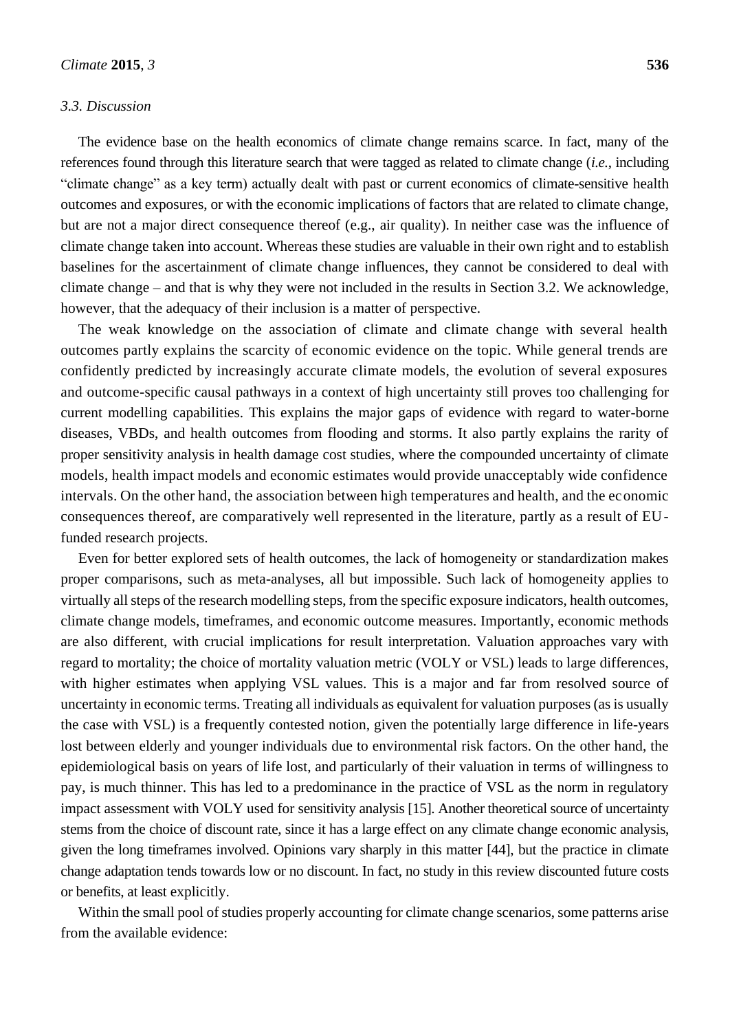### *3.3. Discussion*

The evidence base on the health economics of climate change remains scarce. In fact, many of the references found through this literature search that were tagged as related to climate change (*i.e.*, including "climate change" as a key term) actually dealt with past or current economics of climate-sensitive health outcomes and exposures, or with the economic implications of factors that are related to climate change, but are not a major direct consequence thereof (e.g., air quality). In neither case was the influence of climate change taken into account. Whereas these studies are valuable in their own right and to establish baselines for the ascertainment of climate change influences, they cannot be considered to deal with climate change – and that is why they were not included in the results in Section 3.2. We acknowledge, however, that the adequacy of their inclusion is a matter of perspective.

The weak knowledge on the association of climate and climate change with several health outcomes partly explains the scarcity of economic evidence on the topic. While general trends are confidently predicted by increasingly accurate climate models, the evolution of several exposures and outcome-specific causal pathways in a context of high uncertainty still proves too challenging for current modelling capabilities. This explains the major gaps of evidence with regard to water-borne diseases, VBDs, and health outcomes from flooding and storms. It also partly explains the rarity of proper sensitivity analysis in health damage cost studies, where the compounded uncertainty of climate models, health impact models and economic estimates would provide unacceptably wide confidence intervals. On the other hand, the association between high temperatures and health, and the economic consequences thereof, are comparatively well represented in the literature, partly as a result of EU-funded research projects.

Even for better explored sets of health outcomes, the lack of homogeneity or standardization makes proper comparisons, such as meta-analyses, all but impossible. Such lack of homogeneity applies to virtually all steps of the research modelling steps, from the specific exposure indicators, health outcomes, climate change models, timeframes, and economic outcome measures. Importantly, economic methods are also different, with crucial implications for result interpretation. Valuation approaches vary with regard to mortality; the choice of mortality valuation metric (VOLY or VSL) leads to large differences, with higher estimates when applying VSL values. This is a major and far from resolved source of uncertainty in economic terms. Treating all individuals as equivalent for valuation purposes (as is usually the case with VSL) is a frequently contested notion, given the potentially large difference in life-years lost between elderly and younger individuals due to environmental risk factors. On the other hand, the epidemiological basis on years of life lost, and particularly of their valuation in terms of willingness to pay, is much thinner. This has led to a predominance in the practice of VSL as the norm in regulatory impact assessment with VOLY used for sensitivity analysis [15]. Another theoretical source of uncertainty stems from the choice of discount rate, since it has a large effect on any climate change economic analysis, given the long timeframes involved. Opinions vary sharply in this matter [44], but the practice in climate change adaptation tends towards low or no discount. In fact, no study in this review discounted future costs or benefits, at least explicitly.

Within the small pool of studies properly accounting for climate change scenarios, some patterns arise from the available evidence: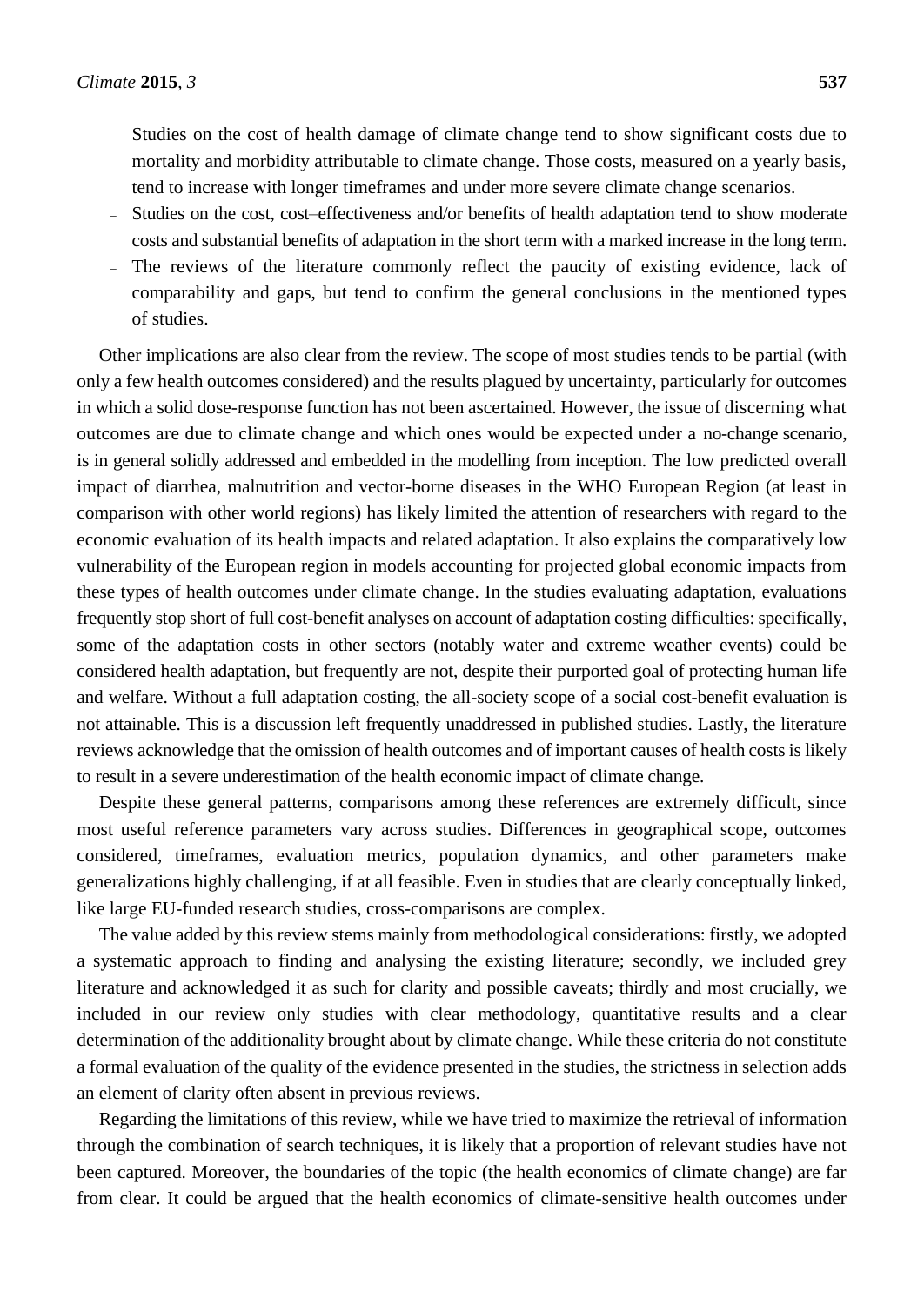- Studies on the cost of health damage of climate change tend to show significant costs due to mortality and morbidity attributable to climate change. Those costs, measured on a yearly basis, tend to increase with longer timeframes and under more severe climate change scenarios.
- Studies on the cost, cost–effectiveness and/or benefits of health adaptation tend to show moderate costs and substantial benefits of adaptation in the short term with a marked increase in the long term.
- The reviews of the literature commonly reflect the paucity of existing evidence, lack of comparability and gaps, but tend to confirm the general conclusions in the mentioned types of studies.

Other implications are also clear from the review. The scope of most studies tends to be partial (with only a few health outcomes considered) and the results plagued by uncertainty, particularly for outcomes in which a solid dose-response function has not been ascertained. However, the issue of discerning what outcomes are due to climate change and which ones would be expected under a no-change scenario, is in general solidly addressed and embedded in the modelling from inception. The low predicted overall impact of diarrhea, malnutrition and vector-borne diseases in the WHO European Region (at least in comparison with other world regions) has likely limited the attention of researchers with regard to the economic evaluation of its health impacts and related adaptation. It also explains the comparatively low vulnerability of the European region in models accounting for projected global economic impacts from these types of health outcomes under climate change. In the studies evaluating adaptation, evaluations frequently stop short of full cost-benefit analyses on account of adaptation costing difficulties: specifically, some of the adaptation costs in other sectors (notably water and extreme weather events) could be considered health adaptation, but frequently are not, despite their purported goal of protecting human life and welfare. Without a full adaptation costing, the all-society scope of a social cost-benefit evaluation is not attainable. This is a discussion left frequently unaddressed in published studies. Lastly, the literature reviews acknowledge that the omission of health outcomes and of important causes of health costs is likely to result in a severe underestimation of the health economic impact of climate change.

Despite these general patterns, comparisons among these references are extremely difficult, since most useful reference parameters vary across studies. Differences in geographical scope, outcomes considered, timeframes, evaluation metrics, population dynamics, and other parameters make generalizations highly challenging, if at all feasible. Even in studies that are clearly conceptually linked, like large EU-funded research studies, cross-comparisons are complex.

The value added by this review stems mainly from methodological considerations: firstly, we adopted a systematic approach to finding and analysing the existing literature; secondly, we included grey literature and acknowledged it as such for clarity and possible caveats; thirdly and most crucially, we included in our review only studies with clear methodology, quantitative results and a clear determination of the additionality brought about by climate change. While these criteria do not constitute a formal evaluation of the quality of the evidence presented in the studies, the strictness in selection adds an element of clarity often absent in previous reviews.

Regarding the limitations of this review, while we have tried to maximize the retrieval of information through the combination of search techniques, it is likely that a proportion of relevant studies have not been captured. Moreover, the boundaries of the topic (the health economics of climate change) are far from clear. It could be argued that the health economics of climate-sensitive health outcomes under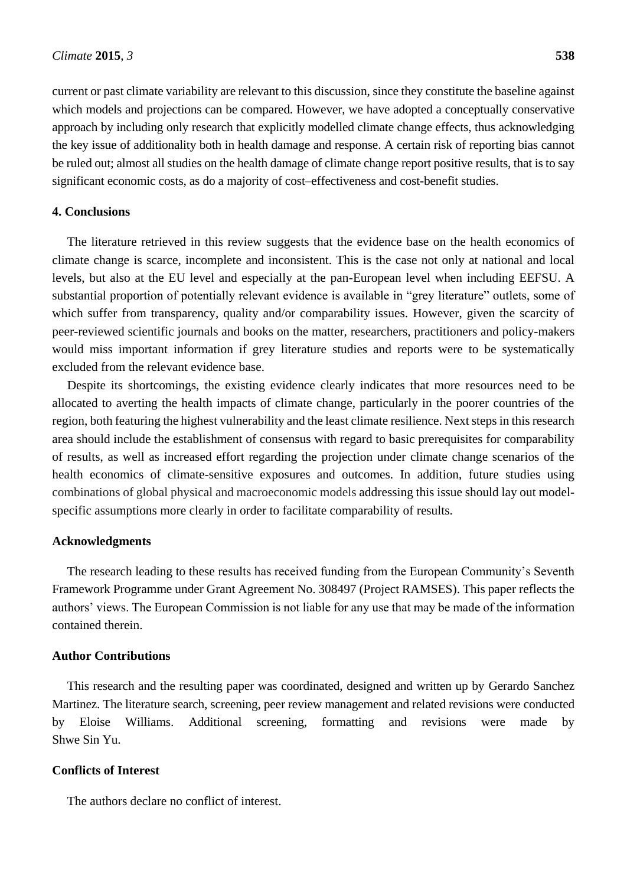current or past climate variability are relevant to this discussion, since they constitute the baseline against which models and projections can be compared. However, we have adopted a conceptually conservative approach by including only research that explicitly modelled climate change effects, thus acknowledging the key issue of additionality both in health damage and response. A certain risk of reporting bias cannot be ruled out; almost all studies on the health damage of climate change report positive results, that is to say significant economic costs, as do a majority of cost–effectiveness and cost-benefit studies.

## 4. Conclusions

The literature retrieved in this review suggests that the evidence base on the health economics of climate change is scarce, incomplete and inconsistent. This is the case not only at national and local levels, but also at the EU level and especially at the pan-European level when including EEFSU. A substantial proportion of potentially relevant evidence is available in "grey literature" outlets, some of which suffer from transparency, quality and/or comparability issues. However, given the scarcity of peer-reviewed scientific journals and books on the matter, researchers, practitioners and policy-makers would miss important information if grey literature studies and reports were to be systematically excluded from the relevant evidence base.

Despite its shortcomings, the existing evidence clearly indicates that more resources need to be allocated to averting the health impacts of climate change, particularly in the poorer countries of the region, both featuring the highest vulnerability and the least climate resilience. Next steps in this research area should include the establishment of consensus with regard to basic prerequisites for comparability of results, as well as increased effort regarding the projection under climate change scenarios of the health economics of climate-sensitive exposures and outcomes. In addition, future studies using combinations of global physical and macroeconomic models addressing this issue should lay out model-specific assumptions more clearly in order to facilitate comparability of results.

## Acknowledgments

The research leading to these results has received funding from the European Community's Seventh Framework Programme under Grant Agreement No. 308497 (Project RAMSES). This paper reflects the authors' views. The European Commission is not liable for any use that may be made of the information contained therein.

## Author Contributions

This research and the resulting paper was coordinated, designed and written up by Gerardo Sanchez Martinez. The literature search, screening, peer review management and related revisions were conducted by Eloise Williams. Additional screening, formatting and revisions were made by Shwe Sin Yu.

## Conflicts of Interest

The authors declare no conflict of interest.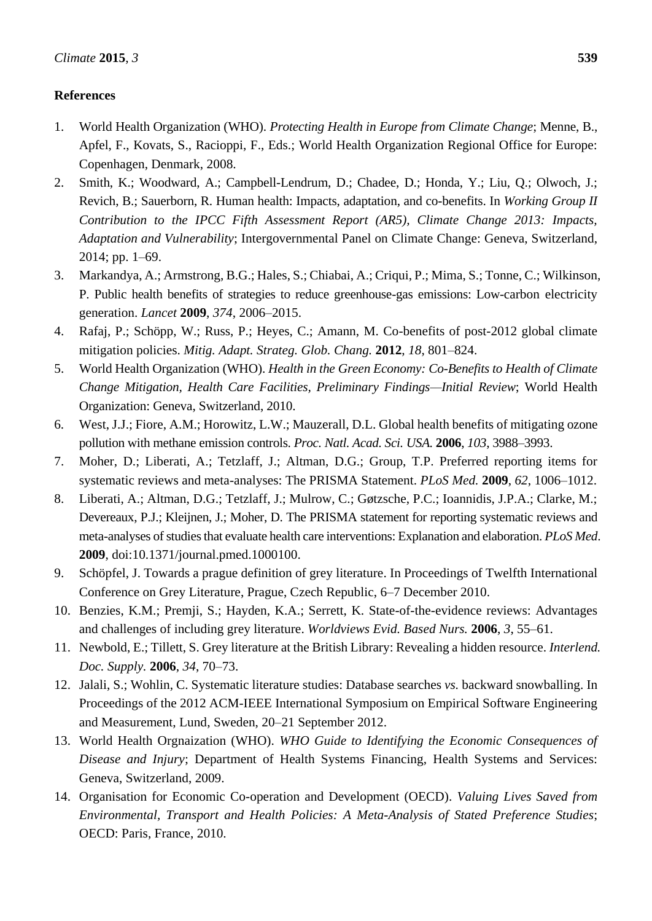## References

1. World Health Organization (WHO). *Protecting Health in Europe from Climate Change*; Menne, B., Apfel, F., Kovats, S., Racioppi, F., Eds.; World Health Organization Regional Office for Europe: Copenhagen, Denmark, 2008.
2. Smith, K.; Woodward, A.; Campbell-Lendrum, D.; Chadee, D.; Honda, Y.; Liu, Q.; Olwoch, J.; Revich, B.; Sauerborn, R. Human health: Impacts, adaptation, and co-benefits. In *Working Group II Contribution to the IPCC Fifth Assessment Report (AR5), Climate Change 2013: Impacts, Adaptation and Vulnerability*; Intergovernmental Panel on Climate Change: Geneva, Switzerland, 2014; pp. 1–69.
3. Markandya, A.; Armstrong, B.G.; Hales, S.; Chiabai, A.; Criqui, P.; Mima, S.; Tonne, C.; Wilkinson, P. Public health benefits of strategies to reduce greenhouse-gas emissions: Low-carbon electricity generation. *Lancet* **2009**, *374*, 2006–2015.
4. Rafaj, P.; Schöpp, W.; Russ, P.; Heyes, C.; Amann, M. Co-benefits of post-2012 global climate mitigation policies. *Mitig. Adapt. Strateg. Glob. Chang.* **2012**, *18*, 801–824.
5. World Health Organization (WHO). *Health in the Green Economy: Co-Benefits to Health of Climate Change Mitigation, Health Care Facilities, Preliminary Findings—Initial Review*; World Health Organization: Geneva, Switzerland, 2010.
6. West, J.J.; Fiore, A.M.; Horowitz, L.W.; Mauzerall, D.L. Global health benefits of mitigating ozone pollution with methane emission controls. *Proc. Natl. Acad. Sci. USA.* **2006**, *103*, 3988–3993.
7. Moher, D.; Liberati, A.; Tetzlaff, J.; Altman, D.G.; Group, T.P. Preferred reporting items for systematic reviews and meta-analyses: The PRISMA Statement. *PLoS Med.* **2009**, *62*, 1006–1012.
8. Liberati, A.; Altman, D.G.; Tetzlaff, J.; Mulrow, C.; Gøtzsche, P.C.; Ioannidis, J.P.A.; Clarke, M.; Devereaux, P.J.; Kleijnen, J.; Moher, D. The PRISMA statement for reporting systematic reviews and meta-analyses of studies that evaluate health care interventions: Explanation and elaboration. *PLoS Med*. **2009**, doi:10.1371/journal.pmed.1000100.
9. Schöpfel, J. Towards a prague definition of grey literature. In Proceedings of Twelfth International Conference on Grey Literature, Prague, Czech Republic, 6–7 December 2010.
10. Benzies, K.M.; Premji, S.; Hayden, K.A.; Serrett, K. State-of-the-evidence reviews: Advantages and challenges of including grey literature. *Worldviews Evid. Based Nurs.* **2006**, *3*, 55–61.
11. Newbold, E.; Tillett, S. Grey literature at the British Library: Revealing a hidden resource. *Interlend. Doc. Supply*. **2006**, *34*, 70–73.
12. Jalali, S.; Wohlin, C. Systematic literature studies: Database searches *vs.* backward snowballing. In Proceedings of the 2012 ACM-IEEE International Symposium on Empirical Software Engineering and Measurement, Lund, Sweden, 20–21 September 2012.
13. World Health Orgnaization (WHO). *WHO Guide to Identifying the Economic Consequences of Disease and Injury*; Department of Health Systems Financing, Health Systems and Services: Geneva, Switzerland, 2009.
14. Organisation for Economic Co-operation and Development (OECD). *Valuing Lives Saved from Environmental, Transport and Health Policies: A Meta-Analysis of Stated Preference Studies*; OECD: Paris, France, 2010.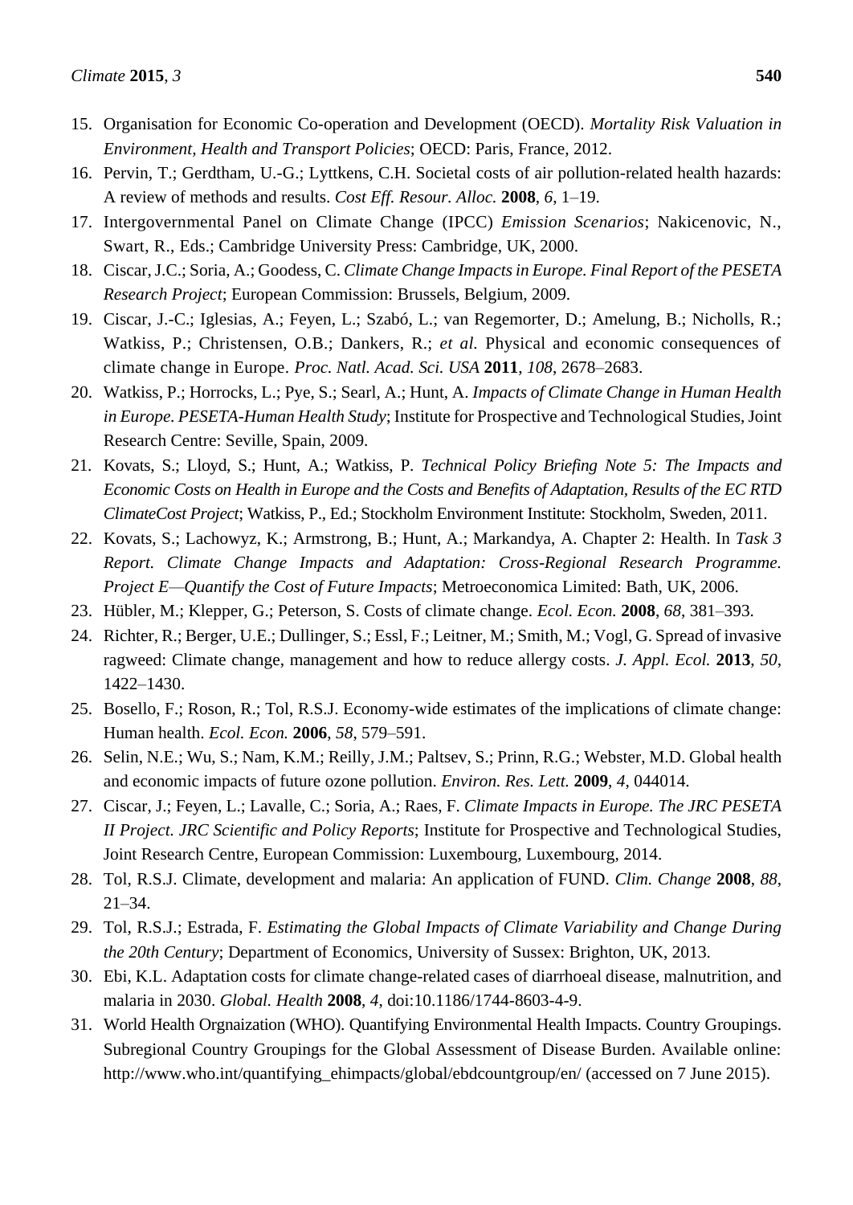15. Organisation for Economic Co-operation and Development (OECD). *Mortality Risk Valuation in Environment, Health and Transport Policies*; OECD: Paris, France, 2012.
16. Pervin, T.; Gerdtham, U.-G.; Lyttkens, C.H. Societal costs of air pollution-related health hazards: A review of methods and results. *Cost Eff. Resour. Alloc.* **2008**, *6*, 1–19.
17. Intergovernmental Panel on Climate Change (IPCC) *Emission Scenarios*; Nakicenovic, N., Swart, R., Eds.; Cambridge University Press: Cambridge, UK, 2000.
18. Ciscar, J.C.; Soria, A.; Goodess, C. *Climate Change Impacts in Europe. Final Report of the PESETA Research Project*; European Commission: Brussels, Belgium, 2009.
19. Ciscar, J.-C.; Iglesias, A.; Feyen, L.; Szabó, L.; van Regemorter, D.; Amelung, B.; Nicholls, R.; Watkiss, P.; Christensen, O.B.; Dankers, R.; *et al.* Physical and economic consequences of climate change in Europe. *Proc. Natl. Acad. Sci. USA* **2011**, *108*, 2678–2683.
20. Watkiss, P.; Horrocks, L.; Pye, S.; Searl, A.; Hunt, A. *Impacts of Climate Change in Human Health in Europe. PESETA-Human Health Study*; Institute for Prospective and Technological Studies, Joint Research Centre: Seville, Spain, 2009.
21. Kovats, S.; Lloyd, S.; Hunt, A.; Watkiss, P. *Technical Policy Briefing Note 5: The Impacts and Economic Costs on Health in Europe and the Costs and Benefits of Adaptation, Results of the EC RTD ClimateCost Project*; Watkiss, P., Ed.; Stockholm Environment Institute: Stockholm, Sweden, 2011.
22. Kovats, S.; Lachowyz, K.; Armstrong, B.; Hunt, A.; Markandya, A. Chapter 2: Health. In *Task 3 Report. Climate Change Impacts and Adaptation: Cross-Regional Research Programme. Project E—Quantify the Cost of Future Impacts*; Metroeconomica Limited: Bath, UK, 2006.
23. Hübler, M.; Klepper, G.; Peterson, S. Costs of climate change. *Ecol. Econ.* **2008**, *68*, 381–393.
24. Richter, R.; Berger, U.E.; Dullinger, S.; Essl, F.; Leitner, M.; Smith, M.; Vogl, G. Spread of invasive ragweed: Climate change, management and how to reduce allergy costs. *J. Appl. Ecol.* **2013**, *50*, 1422–1430.
25. Bosello, F.; Roson, R.; Tol, R.S.J. Economy-wide estimates of the implications of climate change: Human health. *Ecol. Econ.* **2006**, *58*, 579–591.
26. Selin, N.E.; Wu, S.; Nam, K.M.; Reilly, J.M.; Paltsev, S.; Prinn, R.G.; Webster, M.D. Global health and economic impacts of future ozone pollution. *Environ. Res. Lett.* **2009**, *4*, 044014.
27. Ciscar, J.; Feyen, L.; Lavalle, C.; Soria, A.; Raes, F. *Climate Impacts in Europe. The JRC PESETA II Project. JRC Scientific and Policy Reports*; Institute for Prospective and Technological Studies, Joint Research Centre, European Commission: Luxembourg, Luxembourg, 2014.
28. Tol, R.S.J. Climate, development and malaria: An application of FUND. *Clim. Change* **2008**, *88*, 21–34.
29. Tol, R.S.J.; Estrada, F. *Estimating the Global Impacts of Climate Variability and Change During the 20th Century*; Department of Economics, University of Sussex: Brighton, UK, 2013.
30. Ebi, K.L. Adaptation costs for climate change-related cases of diarrhoeal disease, malnutrition, and malaria in 2030. *Global. Health* **2008**, *4*, doi:10.1186/1744-8603-4-9.
31. World Health Orgnaization (WHO). Quantifying Environmental Health Impacts. Country Groupings. Subregional Country Groupings for the Global Assessment of Disease Burden. Available online: http://www.who.int/quantifying_ehimpacts/global/ebdcountgroup/en/ (accessed on 7 June 2015).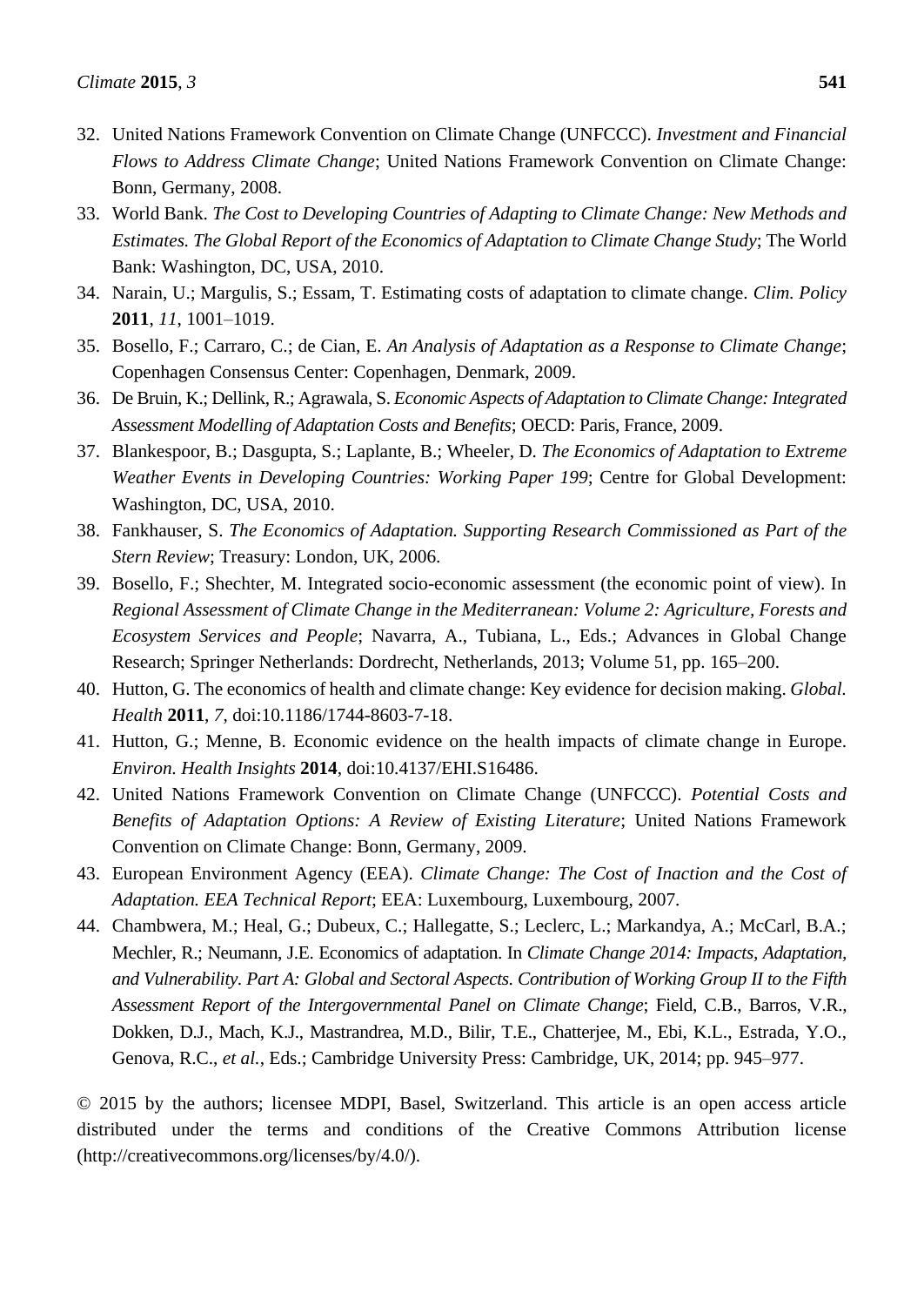32. United Nations Framework Convention on Climate Change (UNFCCC). *Investment and Financial Flows to Address Climate Change*; United Nations Framework Convention on Climate Change: Bonn, Germany, 2008.
33. World Bank. *The Cost to Developing Countries of Adapting to Climate Change: New Methods and Estimates. The Global Report of the Economics of Adaptation to Climate Change Study*; The World Bank: Washington, DC, USA, 2010.
34. Narain, U.; Margulis, S.; Essam, T. Estimating costs of adaptation to climate change. *Clim. Policy* **2011**, *11*, 1001–1019.
35. Bosello, F.; Carraro, C.; de Cian, E. *An Analysis of Adaptation as a Response to Climate Change*; Copenhagen Consensus Center: Copenhagen, Denmark, 2009.
36. De Bruin, K.; Dellink, R.; Agrawala, S. *Economic Aspects of Adaptation to Climate Change: Integrated Assessment Modelling of Adaptation Costs and Benefits*; OECD: Paris, France, 2009.
37. Blankespoor, B.; Dasgupta, S.; Laplante, B.; Wheeler, D. *The Economics of Adaptation to Extreme Weather Events in Developing Countries: Working Paper 199*; Centre for Global Development: Washington, DC, USA, 2010.
38. Fankhauser, S. *The Economics of Adaptation. Supporting Research Commissioned as Part of the Stern Review*; Treasury: London, UK, 2006.
39. Bosello, F.; Shechter, M. Integrated socio-economic assessment (the economic point of view). In *Regional Assessment of Climate Change in the Mediterranean: Volume 2: Agriculture, Forests and Ecosystem Services and People*; Navarra, A., Tubiana, L., Eds.; Advances in Global Change Research; Springer Netherlands: Dordrecht, Netherlands, 2013; Volume 51, pp. 165–200.
40. Hutton, G. The economics of health and climate change: Key evidence for decision making. *Global. Health* **2011**, *7*, doi:10.1186/1744-8603-7-18.
41. Hutton, G.; Menne, B. Economic evidence on the health impacts of climate change in Europe. *Environ. Health Insights* **2014**, doi:10.4137/EHI.S16486.
42. United Nations Framework Convention on Climate Change (UNFCCC). *Potential Costs and Benefits of Adaptation Options: A Review of Existing Literature*; United Nations Framework Convention on Climate Change: Bonn, Germany, 2009.
43. European Environment Agency (EEA). *Climate Change: The Cost of Inaction and the Cost of Adaptation. EEA Technical Report*; EEA: Luxembourg, Luxembourg, 2007.
44. Chambwera, M.; Heal, G.; Dubeux, C.; Hallegatte, S.; Leclerc, L.; Markandya, A.; McCarl, B.A.; Mechler, R.; Neumann, J.E. Economics of adaptation. In *Climate Change 2014: Impacts, Adaptation, and Vulnerability. Part A: Global and Sectoral Aspects. Contribution of Working Group II to the Fifth Assessment Report of the Intergovernmental Panel on Climate Change*; Field, C.B., Barros, V.R., Dokken, D.J., Mach, K.J., Mastrandrea, M.D., Bilir, T.E., Chatterjee, M., Ebi, K.L., Estrada, Y.O., Genova, R.C., *et al.*, Eds.; Cambridge University Press: Cambridge, UK, 2014; pp. 945–977.

© 2015 by the authors; licensee MDPI, Basel, Switzerland. This article is an open access article distributed under the terms and conditions of the Creative Commons Attribution license (http://creativecommons.org/licenses/by/4.0/).